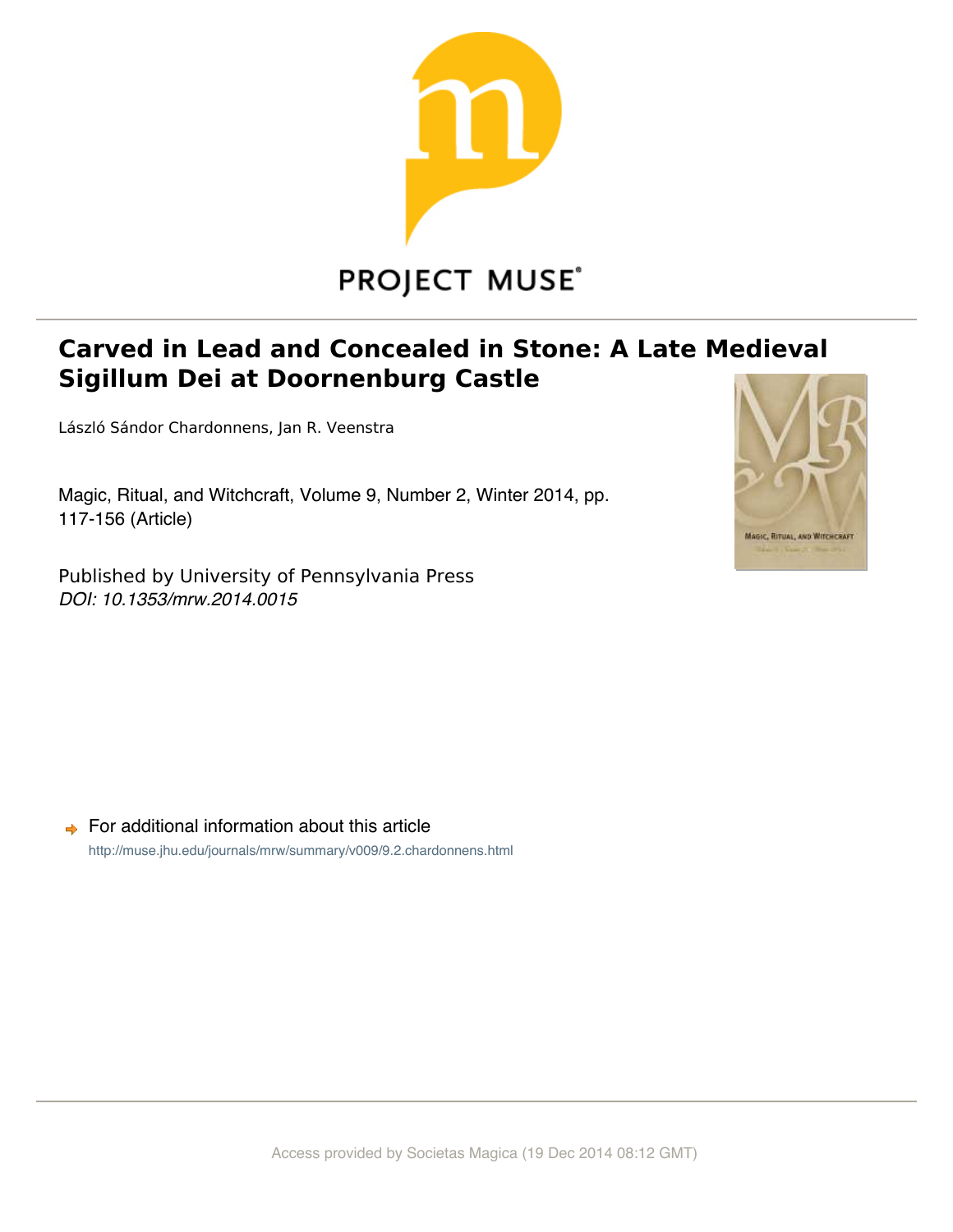PROJECT MUSE®

# Carved in Lead and Concealed in Stone: A Late Medieval Sigillum Dei at Doornenburg Castle

László Sándor Chardonnens, Jan R. Veenstra

Magic, Ritual, and Witchcraft, Volume 9, Number 2, Winter 2014, pp. 117-156 (Article)

Published by University of Pennsylvania Press
*DOI: 10.1353/mrw.2014.0015*

For additional information about this article
http://muse.jhu.edu/journals/mrw/summary/v009/9.2.chardonnens.html

Access provided by Societas Magica (19 Dec 2014 08:12 GMT)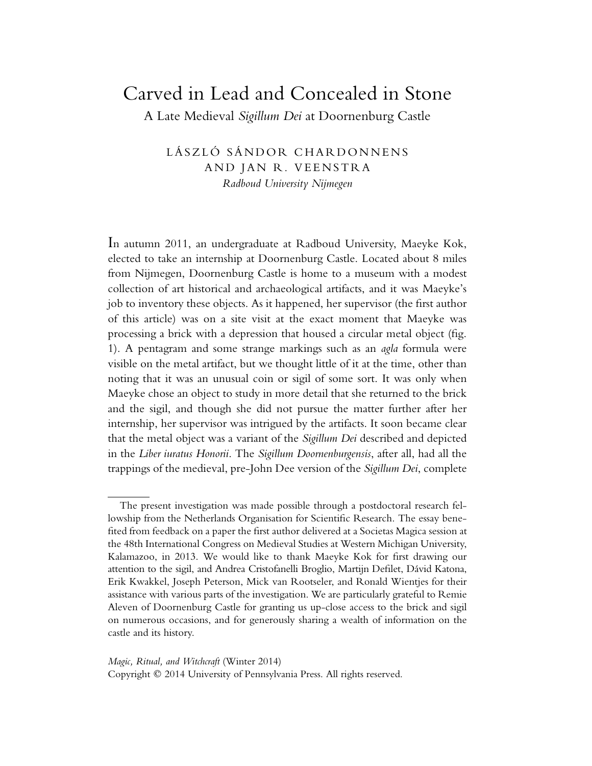# Carved in Lead and Concealed in Stone

## A Late Medieval *Sigillum Dei* at Doornenburg Castle

LÁSZLÓ SÁNDOR CHARDONNENS
AND JAN R. VEENSTRA
*Radboud University Nijmegen*

In autumn 2011, an undergraduate at Radboud University, Maeyke Kok, elected to take an internship at Doornenburg Castle. Located about 8 miles from Nijmegen, Doornenburg Castle is home to a museum with a modest collection of art historical and archaeological artifacts, and it was Maeyke's job to inventory these objects. As it happened, her supervisor (the first author of this article) was on a site visit at the exact moment that Maeyke was processing a brick with a depression that housed a circular metal object (fig. 1). A pentagram and some strange markings such as an *agla* formula were visible on the metal artifact, but we thought little of it at the time, other than noting that it was an unusual coin or sigil of some sort. It was only when Maeyke chose an object to study in more detail that she returned to the brick and the sigil, and though she did not pursue the matter further after her internship, her supervisor was intrigued by the artifacts. It soon became clear that the metal object was a variant of the *Sigillum Dei* described and depicted in the *Liber iuratus Honorii*. The *Sigillum Doornenburgensis*, after all, had all the trappings of the medieval, pre-John Dee version of the *Sigillum Dei*, complete

---

The present investigation was made possible through a postdoctoral research fellowship from the Netherlands Organisation for Scientific Research. The essay benefited from feedback on a paper the first author delivered at a Societas Magica session at the 48th International Congress on Medieval Studies at Western Michigan University, Kalamazoo, in 2013. We would like to thank Maeyke Kok for first drawing our attention to the sigil, and Andrea Cristofanelli Broglio, Martijn Defilet, Dávid Katona, Erik Kwakkel, Joseph Peterson, Mick van Rootseler, and Ronald Wientjes for their assistance with various parts of the investigation. We are particularly grateful to Remie Aleven of Doornenburg Castle for granting us up-close access to the brick and sigil on numerous occasions, and for generously sharing a wealth of information on the castle and its history.

*Magic, Ritual, and Witchcraft* (Winter 2014)
Copyright © 2014 University of Pennsylvania Press. All rights reserved.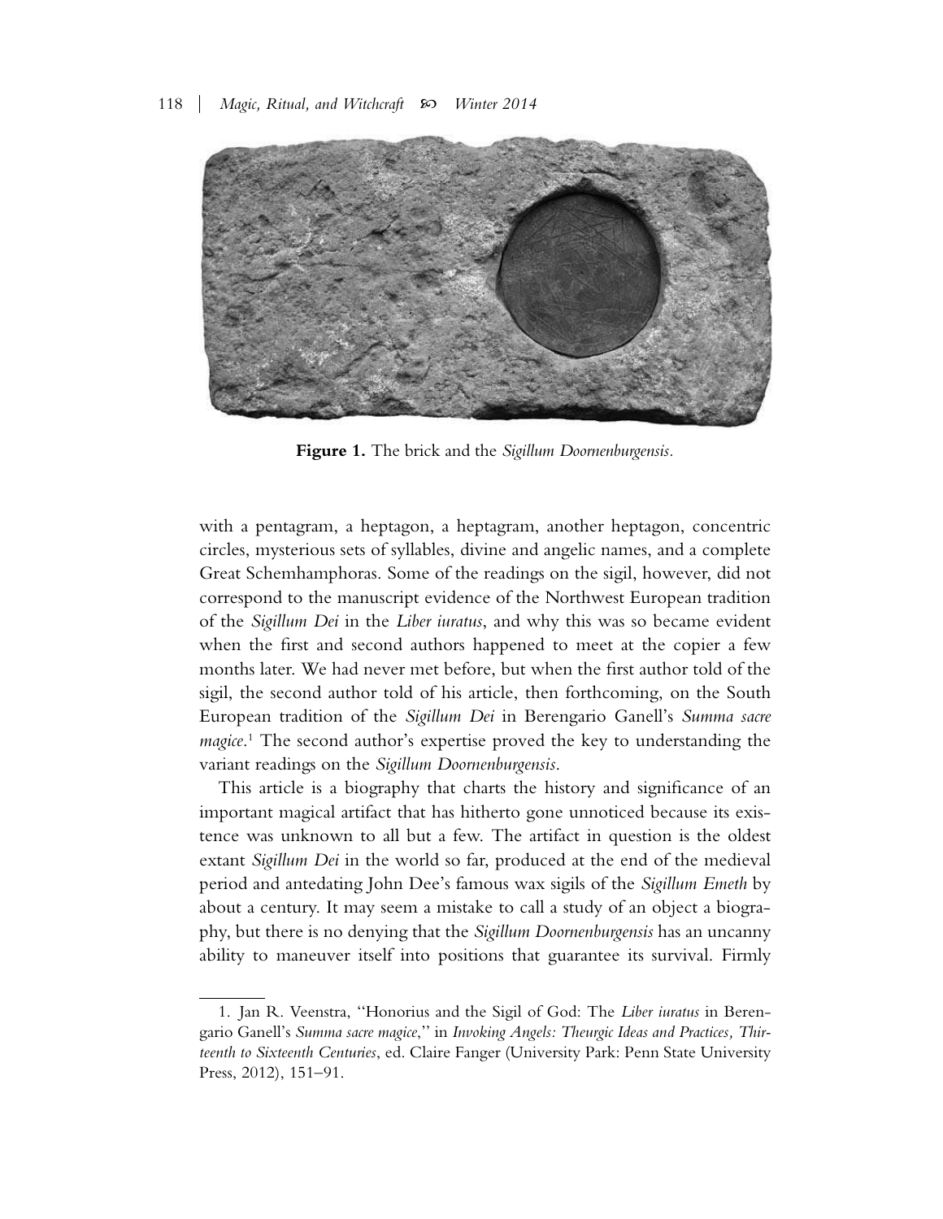**Figure 1.** The brick and the *Sigillum Doornenburgensis*.

with a pentagram, a heptagon, a heptagram, another heptagon, concentric circles, mysterious sets of syllables, divine and angelic names, and a complete Great Schemhamphoras. Some of the readings on the sigil, however, did not correspond to the manuscript evidence of the Northwest European tradition of the *Sigillum Dei* in the *Liber iuratus*, and why this was so became evident when the first and second authors happened to meet at the copier a few months later. We had never met before, but when the first author told of the sigil, the second author told of his article, then forthcoming, on the South European tradition of the *Sigillum Dei* in Berengario Ganell's *Summa sacre magice*.[1] The second author's expertise proved the key to understanding the variant readings on the *Sigillum Doornenburgensis*.

This article is a biography that charts the history and significance of an important magical artifact that has hitherto gone unnoticed because its existence was unknown to all but a few. The artifact in question is the oldest extant *Sigillum Dei* in the world so far, produced at the end of the medieval period and antedating John Dee's famous wax sigils of the *Sigillum Emeth* by about a century. It may seem a mistake to call a study of an object a biography, but there is no denying that the *Sigillum Doornenburgensis* has an uncanny ability to maneuver itself into positions that guarantee its survival. Firmly

1. Jan R. Veenstra, "Honorius and the Sigil of God: The *Liber iuratus* in Berengario Ganell's *Summa sacre magice*," in *Invoking Angels: Theurgic Ideas and Practices, Thirteenth to Sixteenth Centuries*, ed. Claire Fanger (University Park: Penn State University Press, 2012), 151–91.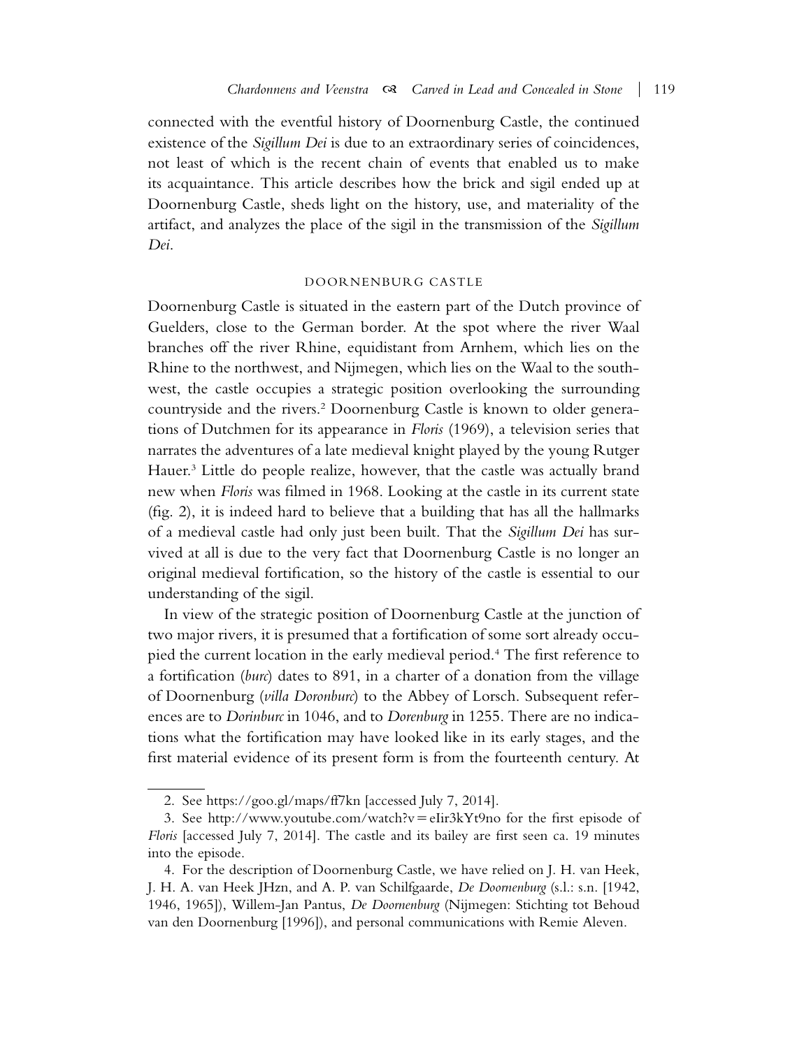connected with the eventful history of Doornenburg Castle, the continued existence of the *Sigillum Dei* is due to an extraordinary series of coincidences, not least of which is the recent chain of events that enabled us to make its acquaintance. This article describes how the brick and sigil ended up at Doornenburg Castle, sheds light on the history, use, and materiality of the artifact, and analyzes the place of the sigil in the transmission of the *Sigillum Dei*.

## DOORNENBURG CASTLE

Doornenburg Castle is situated in the eastern part of the Dutch province of Guelders, close to the German border. At the spot where the river Waal branches off the river Rhine, equidistant from Arnhem, which lies on the Rhine to the northwest, and Nijmegen, which lies on the Waal to the southwest, the castle occupies a strategic position overlooking the surrounding countryside and the rivers.[2] Doornenburg Castle is known to older generations of Dutchmen for its appearance in *Floris* (1969), a television series that narrates the adventures of a late medieval knight played by the young Rutger Hauer.[3] Little do people realize, however, that the castle was actually brand new when *Floris* was filmed in 1968. Looking at the castle in its current state (fig. 2), it is indeed hard to believe that a building that has all the hallmarks of a medieval castle had only just been built. That the *Sigillum Dei* has survived at all is due to the very fact that Doornenburg Castle is no longer an original medieval fortification, so the history of the castle is essential to our understanding of the sigil.

In view of the strategic position of Doornenburg Castle at the junction of two major rivers, it is presumed that a fortification of some sort already occupied the current location in the early medieval period.[4] The first reference to a fortification (*burc*) dates to 891, in a charter of a donation from the village of Doornenburg (*villa Doronburc*) to the Abbey of Lorsch. Subsequent references are to *Dorinburc* in 1046, and to *Dorenburg* in 1255. There are no indications what the fortification may have looked like in its early stages, and the first material evidence of its present form is from the fourteenth century. At

---

2. See https://goo.gl/maps/ff7kn [accessed July 7, 2014].

3. See http://www.youtube.com/watch?v=eIir3kYt9no for the first episode of *Floris* [accessed July 7, 2014]. The castle and its bailey are first seen ca. 19 minutes into the episode.

4. For the description of Doornenburg Castle, we have relied on J. H. van Heek, J. H. A. van Heek JHzn, and A. P. van Schilfgaarde, *De Doornenburg* (s.l.: s.n. [1942, 1946, 1965]), Willem-Jan Pantus, *De Doornenburg* (Nijmegen: Stichting tot Behoud van den Doornenburg [1996]), and personal communications with Remie Aleven.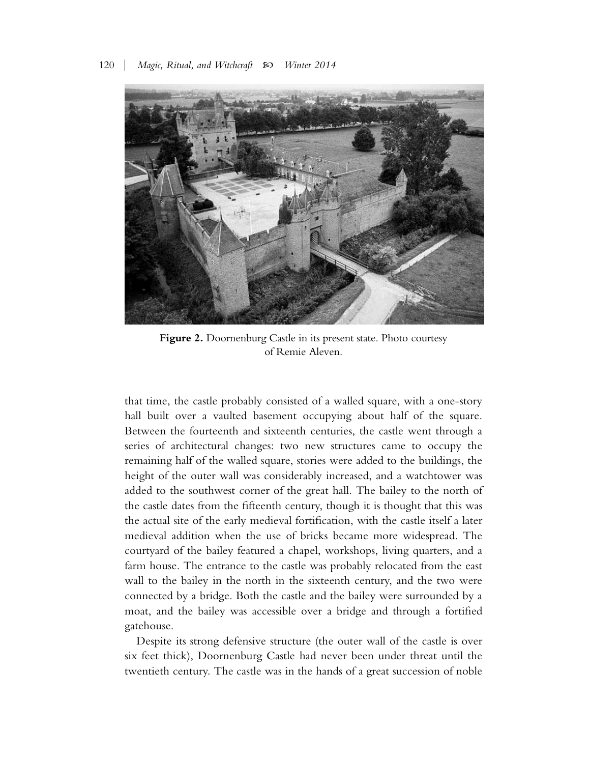**Figure 2.** Doornenburg Castle in its present state. Photo courtesy of Remie Aleven.

that time, the castle probably consisted of a walled square, with a one-story hall built over a vaulted basement occupying about half of the square. Between the fourteenth and sixteenth centuries, the castle went through a series of architectural changes: two new structures came to occupy the remaining half of the walled square, stories were added to the buildings, the height of the outer wall was considerably increased, and a watchtower was added to the southwest corner of the great hall. The bailey to the north of the castle dates from the fifteenth century, though it is thought that this was the actual site of the early medieval fortification, with the castle itself a later medieval addition when the use of bricks became more widespread. The courtyard of the bailey featured a chapel, workshops, living quarters, and a farm house. The entrance to the castle was probably relocated from the east wall to the bailey in the north in the sixteenth century, and the two were connected by a bridge. Both the castle and the bailey were surrounded by a moat, and the bailey was accessible over a bridge and through a fortified gatehouse.

Despite its strong defensive structure (the outer wall of the castle is over six feet thick), Doornenburg Castle had never been under threat until the twentieth century. The castle was in the hands of a great succession of noble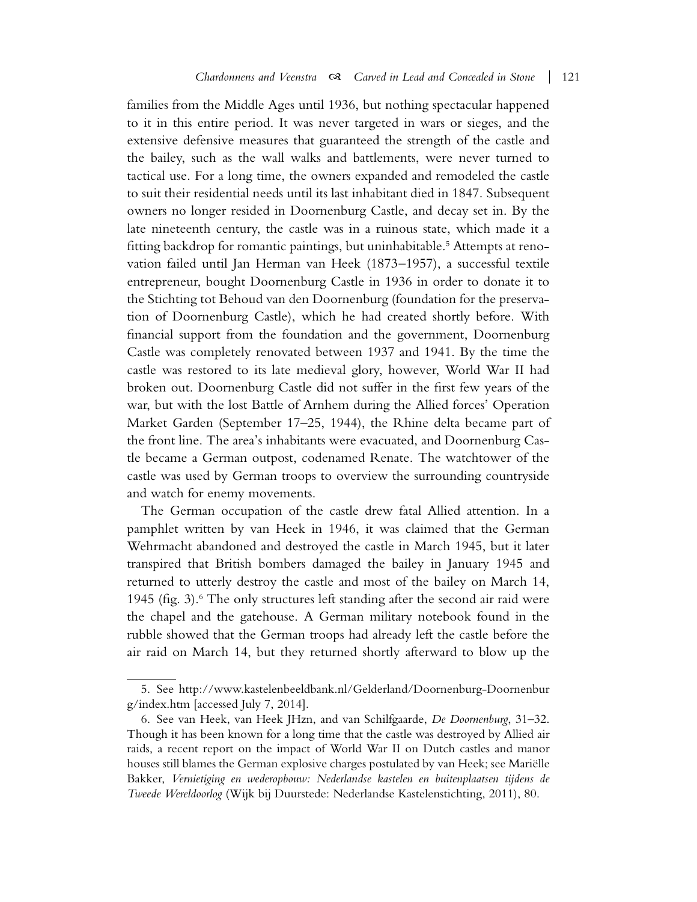families from the Middle Ages until 1936, but nothing spectacular happened to it in this entire period. It was never targeted in wars or sieges, and the extensive defensive measures that guaranteed the strength of the castle and the bailey, such as the wall walks and battlements, were never turned to tactical use. For a long time, the owners expanded and remodeled the castle to suit their residential needs until its last inhabitant died in 1847. Subsequent owners no longer resided in Doornenburg Castle, and decay set in. By the late nineteenth century, the castle was in a ruinous state, which made it a fitting backdrop for romantic paintings, but uninhabitable.[5] Attempts at renovation failed until Jan Herman van Heek (1873–1957), a successful textile entrepreneur, bought Doornenburg Castle in 1936 in order to donate it to the Stichting tot Behoud van den Doornenburg (foundation for the preservation of Doornenburg Castle), which he had created shortly before. With financial support from the foundation and the government, Doornenburg Castle was completely renovated between 1937 and 1941. By the time the castle was restored to its late medieval glory, however, World War II had broken out. Doornenburg Castle did not suffer in the first few years of the war, but with the lost Battle of Arnhem during the Allied forces' Operation Market Garden (September 17–25, 1944), the Rhine delta became part of the front line. The area's inhabitants were evacuated, and Doornenburg Castle became a German outpost, codenamed Renate. The watchtower of the castle was used by German troops to overview the surrounding countryside and watch for enemy movements.

The German occupation of the castle drew fatal Allied attention. In a pamphlet written by van Heek in 1946, it was claimed that the German Wehrmacht abandoned and destroyed the castle in March 1945, but it later transpired that British bombers damaged the bailey in January 1945 and returned to utterly destroy the castle and most of the bailey on March 14, 1945 (fig. 3).[6] The only structures left standing after the second air raid were the chapel and the gatehouse. A German military notebook found in the rubble showed that the German troops had already left the castle before the air raid on March 14, but they returned shortly afterward to blow up the

5. See http://www.kastelenbeeldbank.nl/Gelderland/Doornenburg-Doornenburg/index.htm [accessed July 7, 2014].

6. See van Heek, van Heek JHzn, and van Schilfgaarde, *De Doornenburg*, 31–32. Though it has been known for a long time that the castle was destroyed by Allied air raids, a recent report on the impact of World War II on Dutch castles and manor houses still blames the German explosive charges postulated by van Heek; see Mariëlle Bakker, *Vernietiging en wederopbouw: Nederlandse kastelen en buitenplaatsen tijdens de Tweede Wereldoorlog* (Wijk bij Duurstede: Nederlandse Kastelenstichting, 2011), 80.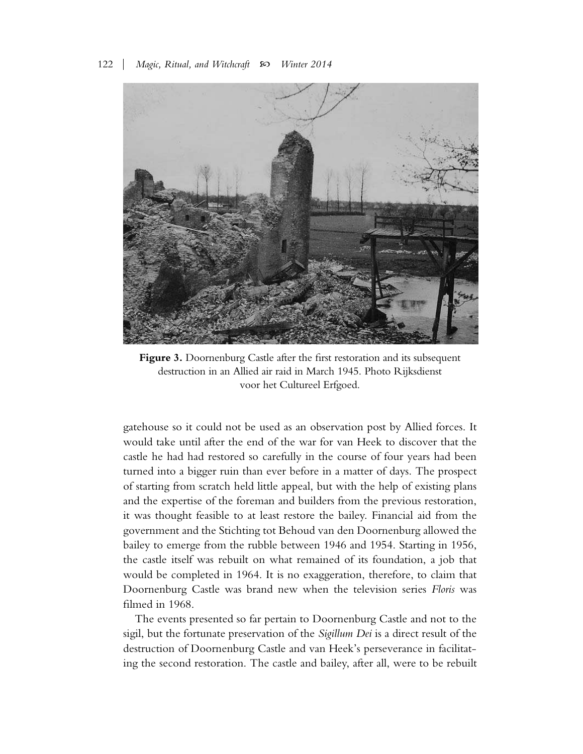**Figure 3.** Doornenburg Castle after the first restoration and its subsequent destruction in an Allied air raid in March 1945. Photo Rijksdienst voor het Cultureel Erfgoed.

gatehouse so it could not be used as an observation post by Allied forces. It would take until after the end of the war for van Heek to discover that the castle he had had restored so carefully in the course of four years had been turned into a bigger ruin than ever before in a matter of days. The prospect of starting from scratch held little appeal, but with the help of existing plans and the expertise of the foreman and builders from the previous restoration, it was thought feasible to at least restore the bailey. Financial aid from the government and the Stichting tot Behoud van den Doornenburg allowed the bailey to emerge from the rubble between 1946 and 1954. Starting in 1956, the castle itself was rebuilt on what remained of its foundation, a job that would be completed in 1964. It is no exaggeration, therefore, to claim that Doornenburg Castle was brand new when the television series *Floris* was filmed in 1968.

The events presented so far pertain to Doornenburg Castle and not to the sigil, but the fortunate preservation of the *Sigillum Dei* is a direct result of the destruction of Doornenburg Castle and van Heek's perseverance in facilitating the second restoration. The castle and bailey, after all, were to be rebuilt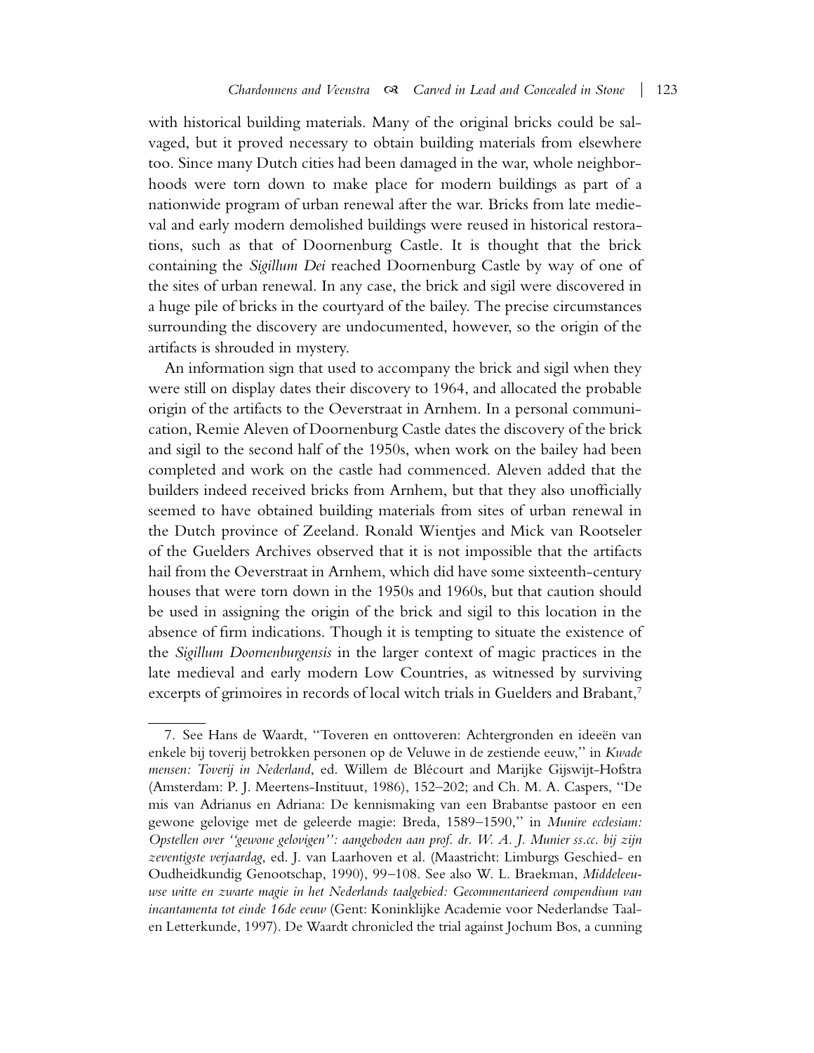with historical building materials. Many of the original bricks could be salvaged, but it proved necessary to obtain building materials from elsewhere too. Since many Dutch cities had been damaged in the war, whole neighborhoods were torn down to make place for modern buildings as part of a nationwide program of urban renewal after the war. Bricks from late medieval and early modern demolished buildings were reused in historical restorations, such as that of Doornenburg Castle. It is thought that the brick containing the *Sigillum Dei* reached Doornenburg Castle by way of one of the sites of urban renewal. In any case, the brick and sigil were discovered in a huge pile of bricks in the courtyard of the bailey. The precise circumstances surrounding the discovery are undocumented, however, so the origin of the artifacts is shrouded in mystery.

An information sign that used to accompany the brick and sigil when they were still on display dates their discovery to 1964, and allocated the probable origin of the artifacts to the Oeverstraat in Arnhem. In a personal communication, Remie Aleven of Doornenburg Castle dates the discovery of the brick and sigil to the second half of the 1950s, when work on the bailey had been completed and work on the castle had commenced. Aleven added that the builders indeed received bricks from Arnhem, but that they also unofficially seemed to have obtained building materials from sites of urban renewal in the Dutch province of Zeeland. Ronald Wientjes and Mick van Rootseler of the Guelders Archives observed that it is not impossible that the artifacts hail from the Oeverstraat in Arnhem, which did have some sixteenth-century houses that were torn down in the 1950s and 1960s, but that caution should be used in assigning the origin of the brick and sigil to this location in the absence of firm indications. Though it is tempting to situate the existence of the *Sigillum Doornenburgensis* in the larger context of magic practices in the late medieval and early modern Low Countries, as witnessed by surviving excerpts of grimoires in records of local witch trials in Guelders and Brabant,[7]

---

7. See Hans de Waardt, "Toveren en onttoveren: Achtergronden en ideeën van enkele bij toverij betrokken personen op de Veluwe in de zestiende eeuw," in *Kwade mensen: Toverij in Nederland*, ed. Willem de Blécourt and Marijke Gijswijt-Hofstra (Amsterdam: P. J. Meertens-Instituut, 1986), 152–202; and Ch. M. A. Caspers, "De mis van Adrianus en Adriana: De kennismaking van een Brabantse pastoor en een gewone gelovige met de geleerde magie: Breda, 1589–1590," in *Munire ecclesiam: Opstellen over "gewone gelovigen": aangeboden aan prof. dr. W. A. J. Munier ss.cc. bij zijn zeventigste verjaardag*, ed. J. van Laarhoven et al. (Maastricht: Limburgs Geschied- en Oudheidkundig Genootschap, 1990), 99–108. See also W. L. Braekman, *Middeleeuwse witte en zwarte magie in het Nederlands taalgebied: Gecommentarieerd compendium van incantamenta tot einde 16de eeuw* (Gent: Koninklijke Academie voor Nederlandse Taal- en Letterkunde, 1997). De Waardt chronicled the trial against Jochum Bos, a cunning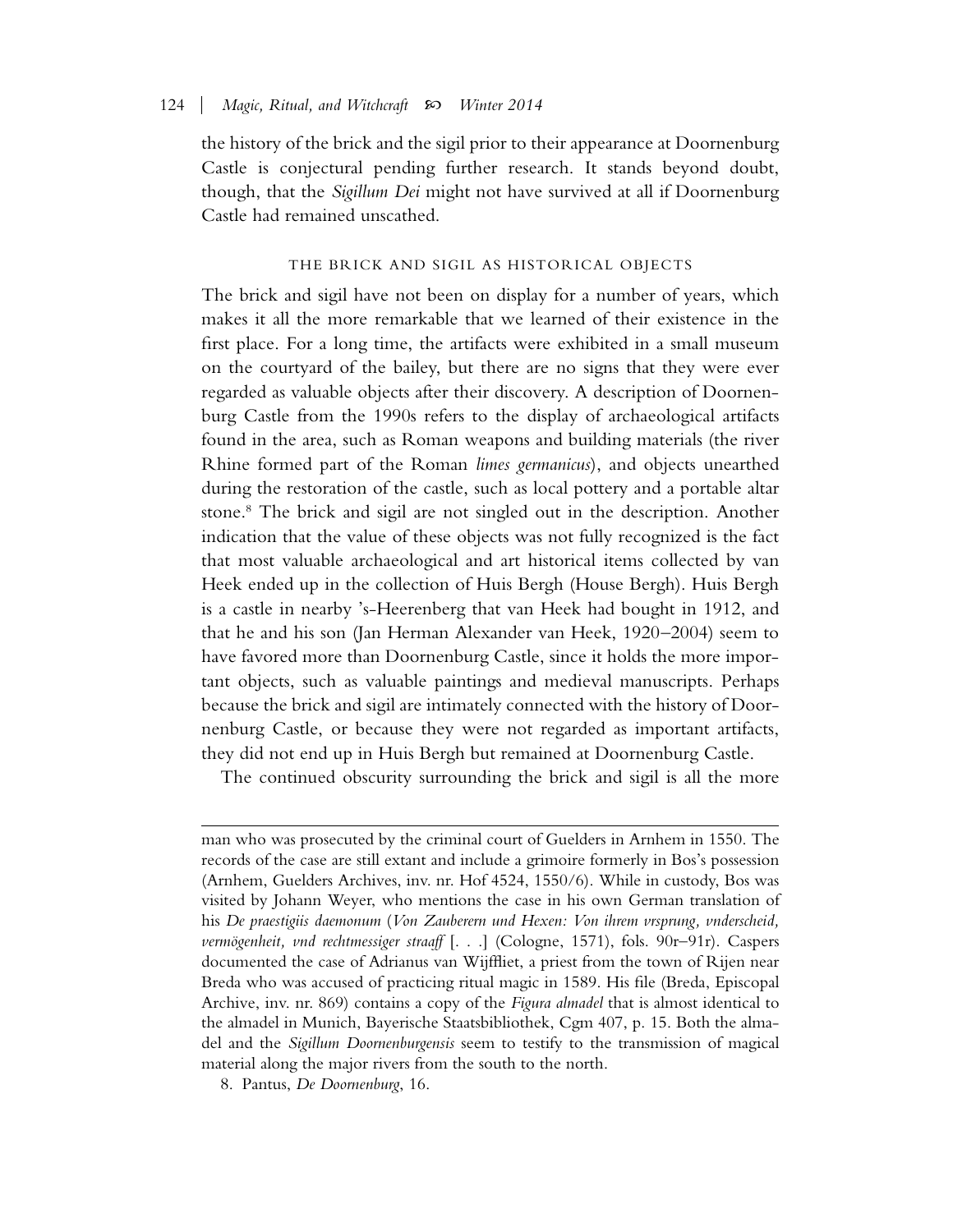the history of the brick and the sigil prior to their appearance at Doornenburg Castle is conjectural pending further research. It stands beyond doubt, though, that the *Sigillum Dei* might not have survived at all if Doornenburg Castle had remained unscathed.

## THE BRICK AND SIGIL AS HISTORICAL OBJECTS

The brick and sigil have not been on display for a number of years, which makes it all the more remarkable that we learned of their existence in the first place. For a long time, the artifacts were exhibited in a small museum on the courtyard of the bailey, but there are no signs that they were ever regarded as valuable objects after their discovery. A description of Doornenburg Castle from the 1990s refers to the display of archaeological artifacts found in the area, such as Roman weapons and building materials (the river Rhine formed part of the Roman *limes germanicus*), and objects unearthed during the restoration of the castle, such as local pottery and a portable altar stone.[8] The brick and sigil are not singled out in the description. Another indication that the value of these objects was not fully recognized is the fact that most valuable archaeological and art historical items collected by van Heek ended up in the collection of Huis Bergh (House Bergh). Huis Bergh is a castle in nearby 's-Heerenberg that van Heek had bought in 1912, and that he and his son (Jan Herman Alexander van Heek, 1920–2004) seem to have favored more than Doornenburg Castle, since it holds the more important objects, such as valuable paintings and medieval manuscripts. Perhaps because the brick and sigil are intimately connected with the history of Doornenburg Castle, or because they were not regarded as important artifacts, they did not end up in Huis Bergh but remained at Doornenburg Castle.

The continued obscurity surrounding the brick and sigil is all the more

---

man who was prosecuted by the criminal court of Guelders in Arnhem in 1550. The records of the case are still extant and include a grimoire formerly in Bos's possession (Arnhem, Guelders Archives, inv. nr. Hof 4524, 1550/6). While in custody, Bos was visited by Johann Weyer, who mentions the case in his own German translation of his *De praestigiis daemonum* (*Von Zauberern und Hexen: Von ihrem vrsprung, vnderscheid, vermögenheit, vnd rechtmessiger straaff* [. . .] (Cologne, 1571), fols. 90r–91r). Caspers documented the case of Adrianus van Wijffliet, a priest from the town of Rijen near Breda who was accused of practicing ritual magic in 1589. His file (Breda, Episcopal Archive, inv. nr. 869) contains a copy of the *Figura almadel* that is almost identical to the almadel in Munich, Bayerische Staatsbibliothek, Cgm 407, p. 15. Both the almadel and the *Sigillum Doornenburgensis* seem to testify to the transmission of magical material along the major rivers from the south to the north.

8. Pantus, *De Doornenburg*, 16.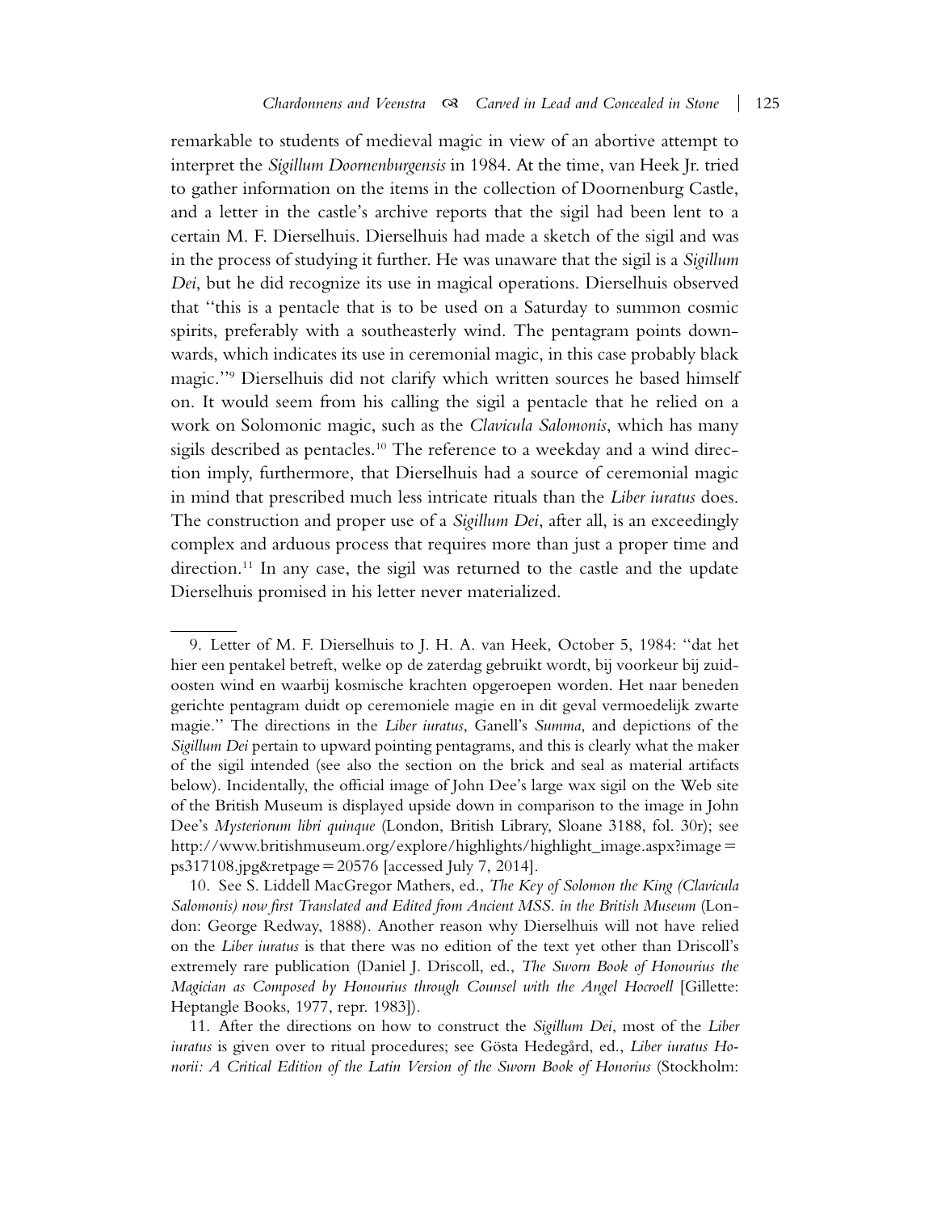remarkable to students of medieval magic in view of an abortive attempt to interpret the *Sigillum Doornenburgensis* in 1984. At the time, van Heek Jr. tried to gather information on the items in the collection of Doornenburg Castle, and a letter in the castle's archive reports that the sigil had been lent to a certain M. F. Dierselhuis. Dierselhuis had made a sketch of the sigil and was in the process of studying it further. He was unaware that the sigil is a *Sigillum Dei*, but he did recognize its use in magical operations. Dierselhuis observed that "this is a pentacle that is to be used on a Saturday to summon cosmic spirits, preferably with a southeasterly wind. The pentagram points downwards, which indicates its use in ceremonial magic, in this case probably black magic."[9] Dierselhuis did not clarify which written sources he based himself on. It would seem from his calling the sigil a pentacle that he relied on a work on Solomonic magic, such as the *Clavicula Salomonis*, which has many sigils described as pentacles.[10] The reference to a weekday and a wind direction imply, furthermore, that Dierselhuis had a source of ceremonial magic in mind that prescribed much less intricate rituals than the *Liber iuratus* does. The construction and proper use of a *Sigillum Dei*, after all, is an exceedingly complex and arduous process that requires more than just a proper time and direction.[11] In any case, the sigil was returned to the castle and the update Dierselhuis promised in his letter never materialized.

---

9. Letter of M. F. Dierselhuis to J. H. A. van Heek, October 5, 1984: "dat het hier een pentakel betreft, welke op de zaterdag gebruikt wordt, bij voorkeur bij zuidoosten wind en waarbij kosmische krachten opgeroepen worden. Het naar beneden gerichte pentagram duidt op ceremoniele magie en in dit geval vermoedelijk zwarte magie." The directions in the *Liber iuratus*, Ganell's *Summa*, and depictions of the *Sigillum Dei* pertain to upward pointing pentagrams, and this is clearly what the maker of the sigil intended (see also the section on the brick and seal as material artifacts below). Incidentally, the official image of John Dee's large wax sigil on the Web site of the British Museum is displayed upside down in comparison to the image in John Dee's *Mysteriorum libri quinque* (London, British Library, Sloane 3188, fol. 30r); see http://www.britishmuseum.org/explore/highlights/highlight_image.aspx?image=ps317108.jpg&retpage=20576 [accessed July 7, 2014].

10. See S. Liddell MacGregor Mathers, ed., *The Key of Solomon the King (Clavicula Salomonis) now first Translated and Edited from Ancient MSS. in the British Museum* (London: George Redway, 1888). Another reason why Dierselhuis will not have relied on the *Liber iuratus* is that there was no edition of the text yet other than Driscoll's extremely rare publication (Daniel J. Driscoll, ed., *The Sworn Book of Honourius the Magician as Composed by Honourius through Counsel with the Angel Hocroell* [Gillette: Heptangle Books, 1977, repr. 1983]).

11. After the directions on how to construct the *Sigillum Dei*, most of the *Liber iuratus* is given over to ritual procedures; see Gösta Hedegård, ed., *Liber iuratus Honorii: A Critical Edition of the Latin Version of the Sworn Book of Honorius* (Stockholm: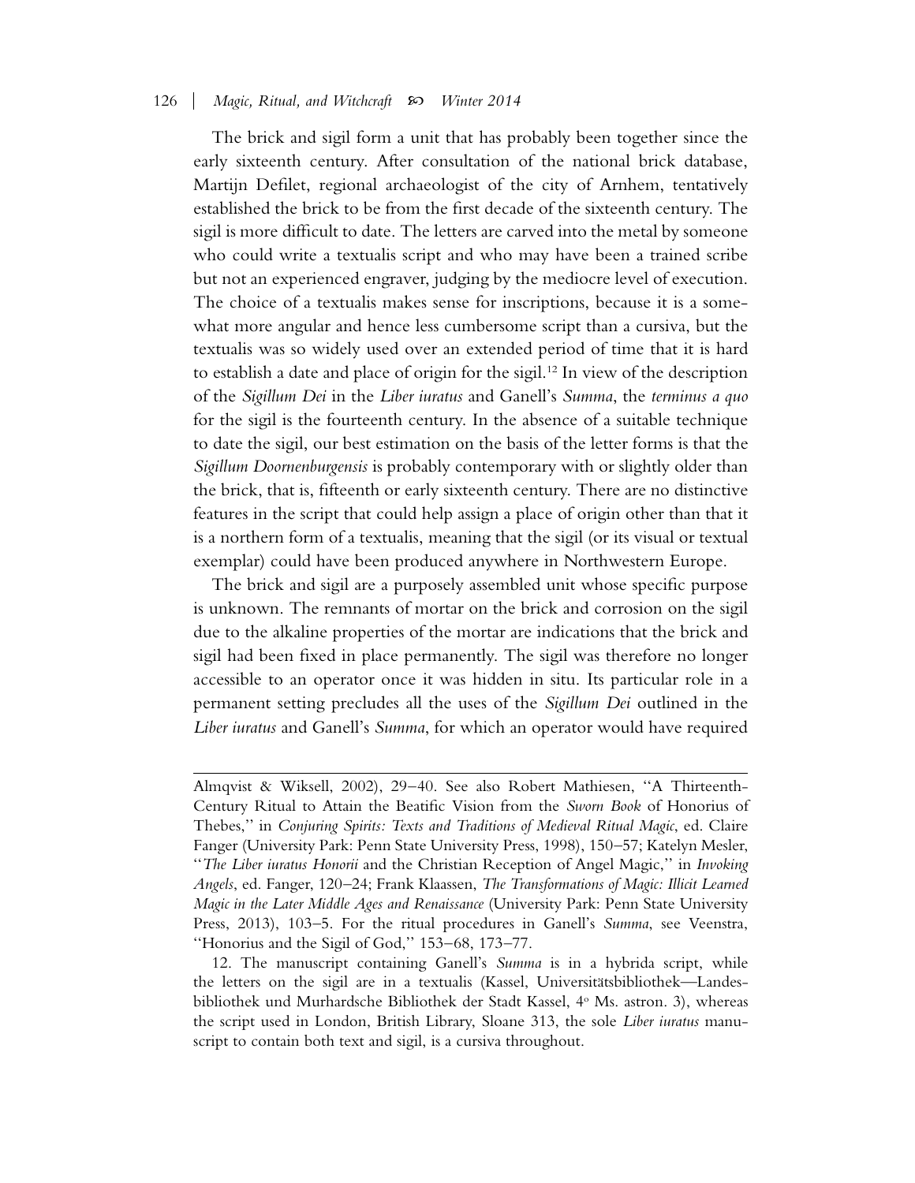The brick and sigil form a unit that has probably been together since the early sixteenth century. After consultation of the national brick database, Martijn Defilet, regional archaeologist of the city of Arnhem, tentatively established the brick to be from the first decade of the sixteenth century. The sigil is more difficult to date. The letters are carved into the metal by someone who could write a textualis script and who may have been a trained scribe but not an experienced engraver, judging by the mediocre level of execution. The choice of a textualis makes sense for inscriptions, because it is a somewhat more angular and hence less cumbersome script than a cursiva, but the textualis was so widely used over an extended period of time that it is hard to establish a date and place of origin for the sigil.[12] In view of the description of the *Sigillum Dei* in the *Liber iuratus* and Ganell's *Summa*, the *terminus a quo* for the sigil is the fourteenth century. In the absence of a suitable technique to date the sigil, our best estimation on the basis of the letter forms is that the *Sigillum Doornenburgensis* is probably contemporary with or slightly older than the brick, that is, fifteenth or early sixteenth century. There are no distinctive features in the script that could help assign a place of origin other than that it is a northern form of a textualis, meaning that the sigil (or its visual or textual exemplar) could have been produced anywhere in Northwestern Europe.

The brick and sigil are a purposely assembled unit whose specific purpose is unknown. The remnants of mortar on the brick and corrosion on the sigil due to the alkaline properties of the mortar are indications that the brick and sigil had been fixed in place permanently. The sigil was therefore no longer accessible to an operator once it was hidden in situ. Its particular role in a permanent setting precludes all the uses of the *Sigillum Dei* outlined in the *Liber iuratus* and Ganell's *Summa*, for which an operator would have required

---

Almqvist & Wiksell, 2002), 29–40. See also Robert Mathiesen, "A Thirteenth-Century Ritual to Attain the Beatific Vision from the *Sworn Book* of Honorius of Thebes," in *Conjuring Spirits: Texts and Traditions of Medieval Ritual Magic*, ed. Claire Fanger (University Park: Penn State University Press, 1998), 150–57; Katelyn Mesler, "*The Liber iuratus Honorii* and the Christian Reception of Angel Magic," in *Invoking Angels*, ed. Fanger, 120–24; Frank Klaassen, *The Transformations of Magic: Illicit Learned Magic in the Later Middle Ages and Renaissance* (University Park: Penn State University Press, 2013), 103–5. For the ritual procedures in Ganell's *Summa*, see Veenstra, "Honorius and the Sigil of God," 153–68, 173–77.

12. The manuscript containing Ganell's *Summa* is in a hybrida script, while the letters on the sigil are in a textualis (Kassel, Universitätsbibliothek—Landesbibliothek und Murhardsche Bibliothek der Stadt Kassel, 4° Ms. astron. 3), whereas the script used in London, British Library, Sloane 313, the sole *Liber iuratus* manuscript to contain both text and sigil, is a cursiva throughout.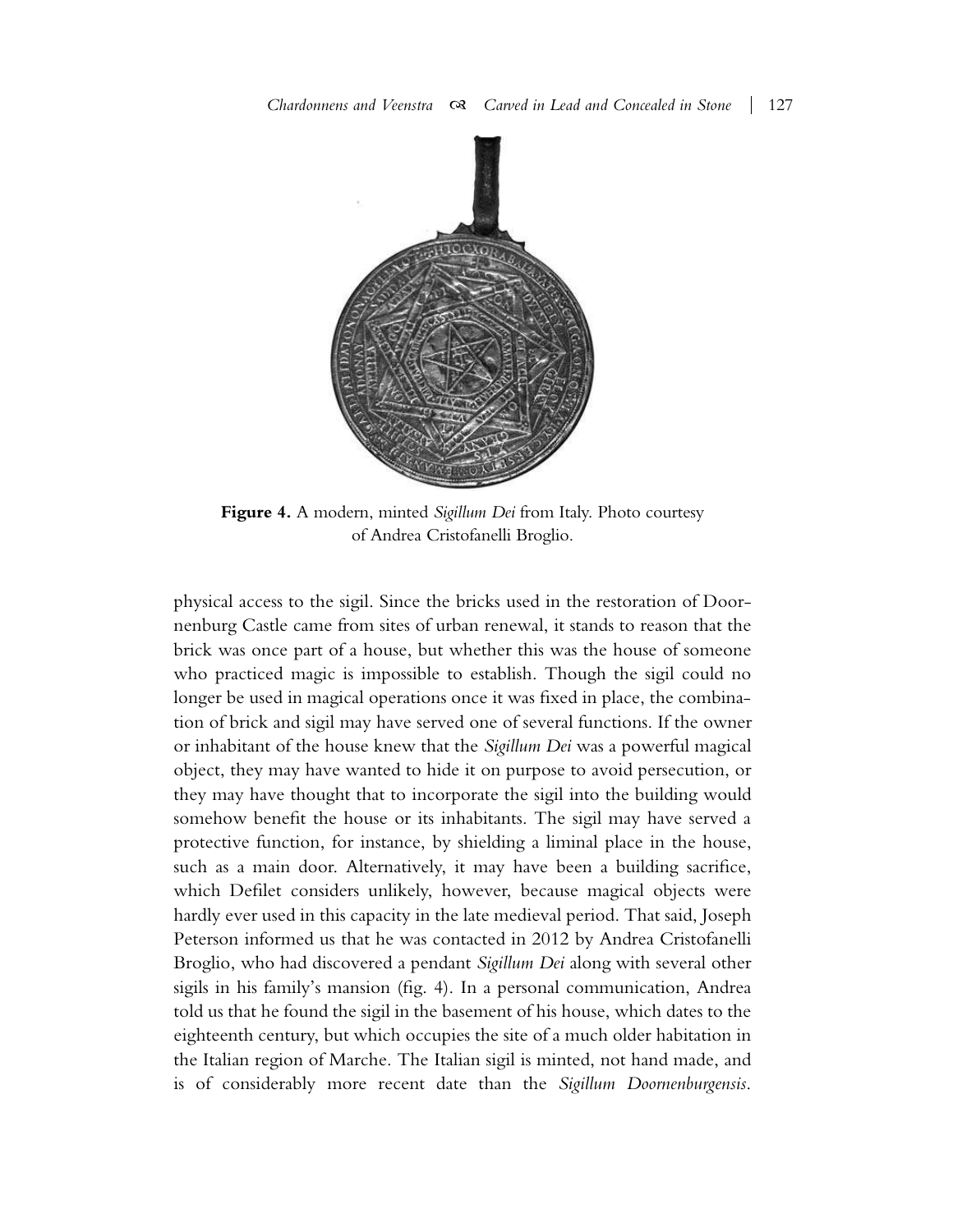**Figure 4.** A modern, minted *Sigillum Dei* from Italy. Photo courtesy of Andrea Cristofanelli Broglio.

physical access to the sigil. Since the bricks used in the restoration of Doornenburg Castle came from sites of urban renewal, it stands to reason that the brick was once part of a house, but whether this was the house of someone who practiced magic is impossible to establish. Though the sigil could no longer be used in magical operations once it was fixed in place, the combination of brick and sigil may have served one of several functions. If the owner or inhabitant of the house knew that the *Sigillum Dei* was a powerful magical object, they may have wanted to hide it on purpose to avoid persecution, or they may have thought that to incorporate the sigil into the building would somehow benefit the house or its inhabitants. The sigil may have served a protective function, for instance, by shielding a liminal place in the house, such as a main door. Alternatively, it may have been a building sacrifice, which Defilet considers unlikely, however, because magical objects were hardly ever used in this capacity in the late medieval period. That said, Joseph Peterson informed us that he was contacted in 2012 by Andrea Cristofanelli Broglio, who had discovered a pendant *Sigillum Dei* along with several other sigils in his family's mansion (fig. 4). In a personal communication, Andrea told us that he found the sigil in the basement of his house, which dates to the eighteenth century, but which occupies the site of a much older habitation in the Italian region of Marche. The Italian sigil is minted, not hand made, and is of considerably more recent date than the *Sigillum Doornenburgensis*.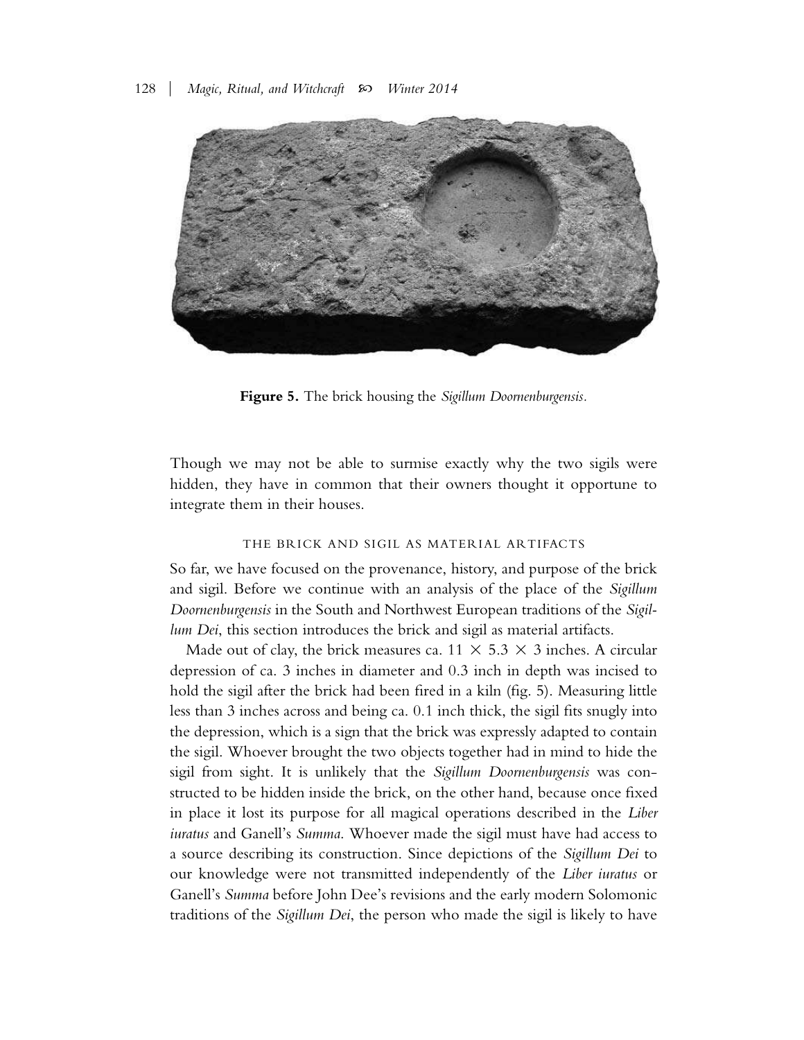**Figure 5.** The brick housing the *Sigillum Doornenburgensis*.

Though we may not be able to surmise exactly why the two sigils were hidden, they have in common that their owners thought it opportune to integrate them in their houses.

### THE BRICK AND SIGIL AS MATERIAL ARTIFACTS

So far, we have focused on the provenance, history, and purpose of the brick and sigil. Before we continue with an analysis of the place of the *Sigillum Doornenburgensis* in the South and Northwest European traditions of the *Sigillum Dei*, this section introduces the brick and sigil as material artifacts.

Made out of clay, the brick measures ca. 11 × 5.3 × 3 inches. A circular depression of ca. 3 inches in diameter and 0.3 inch in depth was incised to hold the sigil after the brick had been fired in a kiln (fig. 5). Measuring little less than 3 inches across and being ca. 0.1 inch thick, the sigil fits snugly into the depression, which is a sign that the brick was expressly adapted to contain the sigil. Whoever brought the two objects together had in mind to hide the sigil from sight. It is unlikely that the *Sigillum Doornenburgensis* was constructed to be hidden inside the brick, on the other hand, because once fixed in place it lost its purpose for all magical operations described in the *Liber iuratus* and Ganell's *Summa*. Whoever made the sigil must have had access to a source describing its construction. Since depictions of the *Sigillum Dei* to our knowledge were not transmitted independently of the *Liber iuratus* or Ganell's *Summa* before John Dee's revisions and the early modern Solomonic traditions of the *Sigillum Dei*, the person who made the sigil is likely to have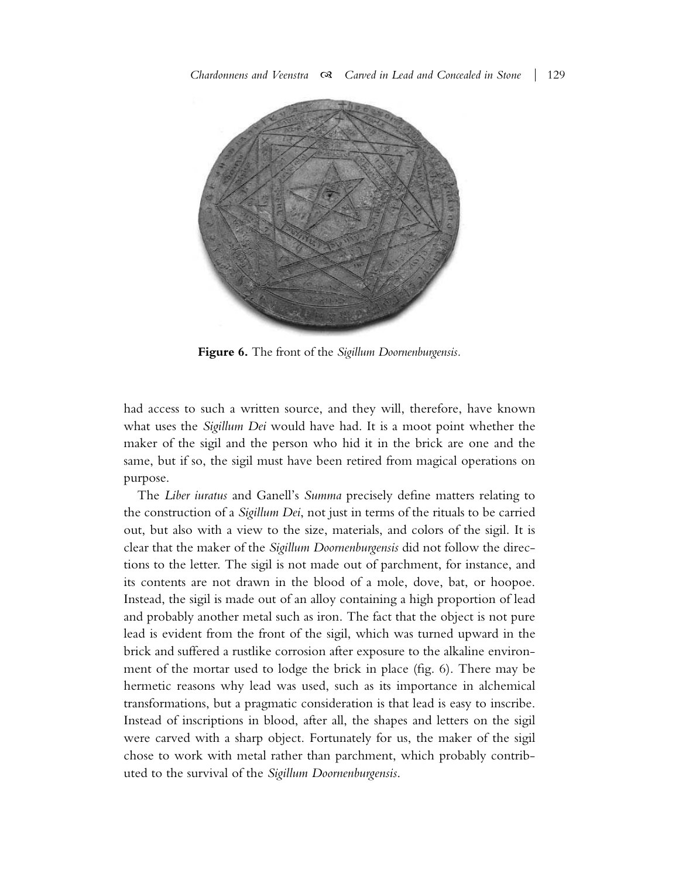**Figure 6.** The front of the *Sigillum Doornenburgensis*.

had access to such a written source, and they will, therefore, have known what uses the *Sigillum Dei* would have had. It is a moot point whether the maker of the sigil and the person who hid it in the brick are one and the same, but if so, the sigil must have been retired from magical operations on purpose.

The *Liber iuratus* and Ganell's *Summa* precisely define matters relating to the construction of a *Sigillum Dei*, not just in terms of the rituals to be carried out, but also with a view to the size, materials, and colors of the sigil. It is clear that the maker of the *Sigillum Doornenburgensis* did not follow the directions to the letter. The sigil is not made out of parchment, for instance, and its contents are not drawn in the blood of a mole, dove, bat, or hoopoe. Instead, the sigil is made out of an alloy containing a high proportion of lead and probably another metal such as iron. The fact that the object is not pure lead is evident from the front of the sigil, which was turned upward in the brick and suffered a rustlike corrosion after exposure to the alkaline environment of the mortar used to lodge the brick in place (fig. 6). There may be hermetic reasons why lead was used, such as its importance in alchemical transformations, but a pragmatic consideration is that lead is easy to inscribe. Instead of inscriptions in blood, after all, the shapes and letters on the sigil were carved with a sharp object. Fortunately for us, the maker of the sigil chose to work with metal rather than parchment, which probably contributed to the survival of the *Sigillum Doornenburgensis*.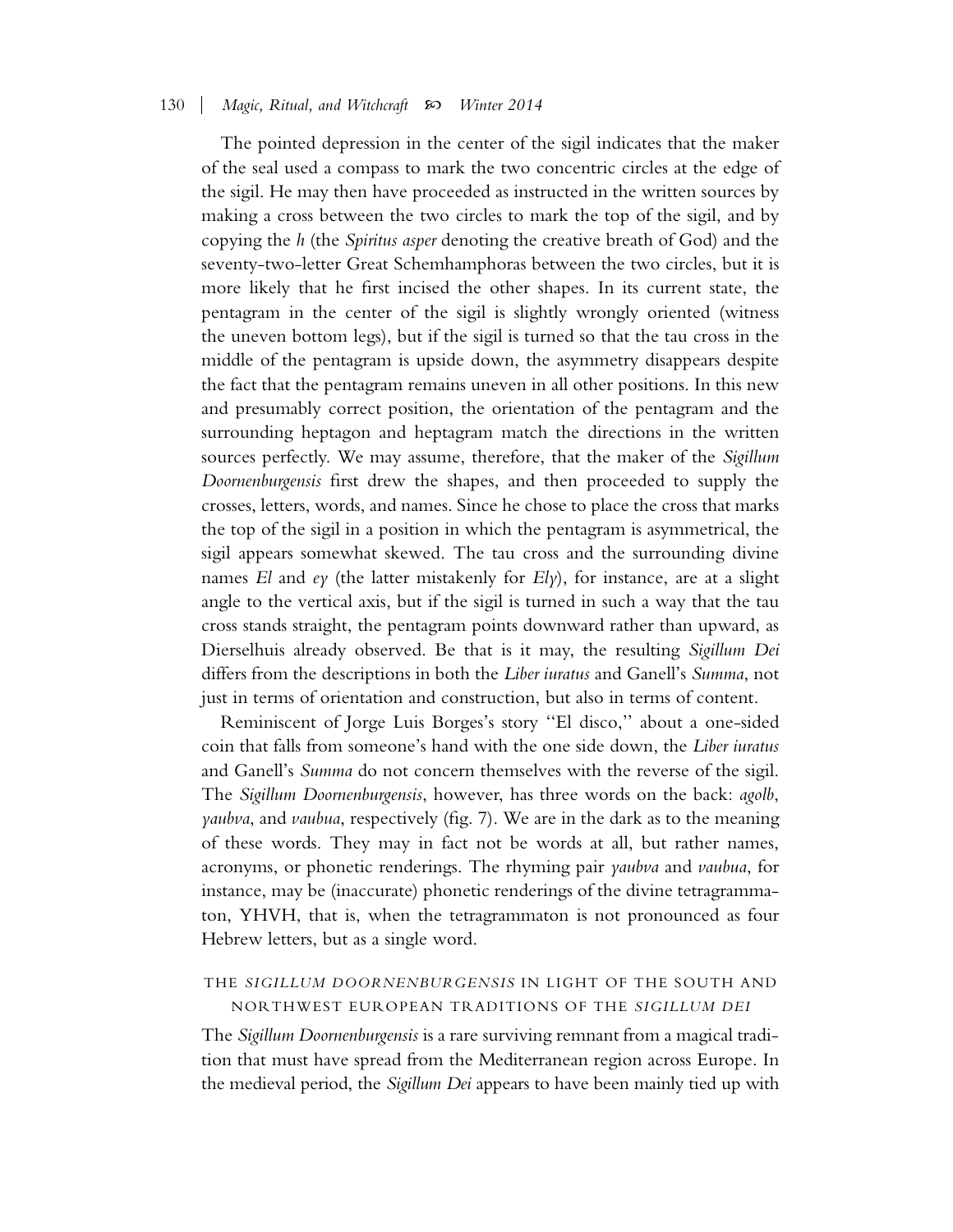The pointed depression in the center of the sigil indicates that the maker of the seal used a compass to mark the two concentric circles at the edge of the sigil. He may then have proceeded as instructed in the written sources by making a cross between the two circles to mark the top of the sigil, and by copying the *h* (the *Spiritus asper* denoting the creative breath of God) and the seventy-two-letter Great Schemhamphoras between the two circles, but it is more likely that he first incised the other shapes. In its current state, the pentagram in the center of the sigil is slightly wrongly oriented (witness the uneven bottom legs), but if the sigil is turned so that the tau cross in the middle of the pentagram is upside down, the asymmetry disappears despite the fact that the pentagram remains uneven in all other positions. In this new and presumably correct position, the orientation of the pentagram and the surrounding heptagon and heptagram match the directions in the written sources perfectly. We may assume, therefore, that the maker of the *Sigillum Doornenburgensis* first drew the shapes, and then proceeded to supply the crosses, letters, words, and names. Since he chose to place the cross that marks the top of the sigil in a position in which the pentagram is asymmetrical, the sigil appears somewhat skewed. The tau cross and the surrounding divine names *El* and *ey* (the latter mistakenly for *Ely*), for instance, are at a slight angle to the vertical axis, but if the sigil is turned in such a way that the tau cross stands straight, the pentagram points downward rather than upward, as Dierselhuis already observed. Be that is it may, the resulting *Sigillum Dei* differs from the descriptions in both the *Liber iuratus* and Ganell's *Summa*, not just in terms of orientation and construction, but also in terms of content.

Reminiscent of Jorge Luis Borges's story "El disco," about a one-sided coin that falls from someone's hand with the one side down, the *Liber iuratus* and Ganell's *Summa* do not concern themselves with the reverse of the sigil. The *Sigillum Doornenburgensis*, however, has three words on the back: *agolb*, *yaubva*, and *vaubua*, respectively (fig. 7). We are in the dark as to the meaning of these words. They may in fact not be words at all, but rather names, acronyms, or phonetic renderings. The rhyming pair *yaubva* and *vaubua*, for instance, may be (inaccurate) phonetic renderings of the divine tetragrammaton, YHVH, that is, when the tetragrammaton is not pronounced as four Hebrew letters, but as a single word.

## THE *SIGILLUM DOORNENBURGENSIS* IN LIGHT OF THE SOUTH AND NORTHWEST EUROPEAN TRADITIONS OF THE *SIGILLUM DEI*

The *Sigillum Doornenburgensis* is a rare surviving remnant from a magical tradition that must have spread from the Mediterranean region across Europe. In the medieval period, the *Sigillum Dei* appears to have been mainly tied up with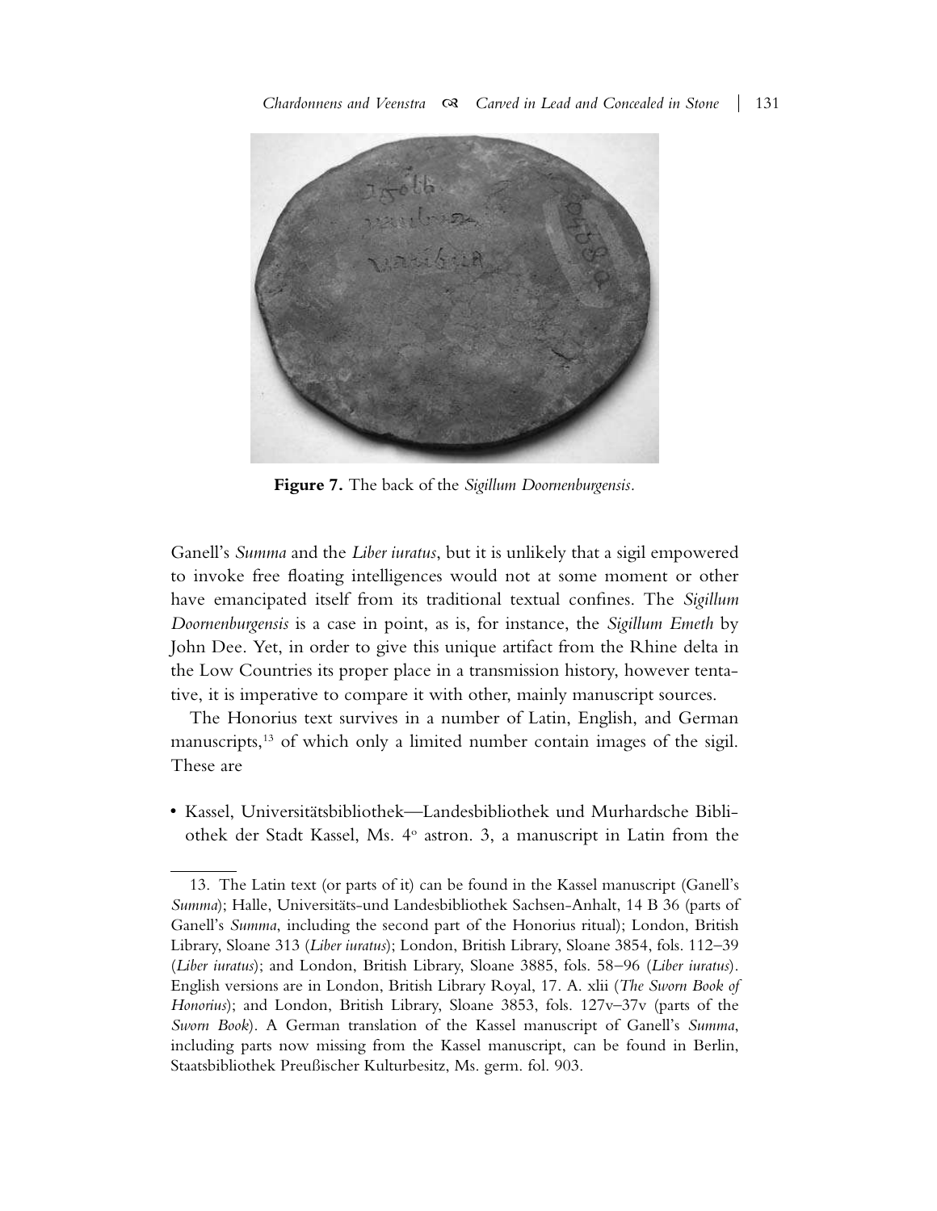**Figure 7.** The back of the *Sigillum Doornenburgensis*.

Ganell's *Summa* and the *Liber iuratus*, but it is unlikely that a sigil empowered to invoke free floating intelligences would not at some moment or other have emancipated itself from its traditional textual confines. The *Sigillum Doornenburgensis* is a case in point, as is, for instance, the *Sigillum Emeth* by John Dee. Yet, in order to give this unique artifact from the Rhine delta in the Low Countries its proper place in a transmission history, however tentative, it is imperative to compare it with other, mainly manuscript sources.

The Honorius text survives in a number of Latin, English, and German manuscripts,[13] of which only a limited number contain images of the sigil. These are

- Kassel, Universitätsbibliothek—Landesbibliothek und Murhardsche Bibliothek der Stadt Kassel, Ms. 4° astron. 3, a manuscript in Latin from the

13. The Latin text (or parts of it) can be found in the Kassel manuscript (Ganell's *Summa*); Halle, Universitäts-und Landesbibliothek Sachsen-Anhalt, 14 B 36 (parts of Ganell's *Summa*, including the second part of the Honorius ritual); London, British Library, Sloane 313 (*Liber iuratus*); London, British Library, Sloane 3854, fols. 112–39 (*Liber iuratus*); and London, British Library, Sloane 3885, fols. 58–96 (*Liber iuratus*). English versions are in London, British Library Royal, 17. A. xlii (*The Sworn Book of Honorius*); and London, British Library, Sloane 3853, fols. 127v–37v (parts of the *Sworn Book*). A German translation of the Kassel manuscript of Ganell's *Summa*, including parts now missing from the Kassel manuscript, can be found in Berlin, Staatsbibliothek Preußischer Kulturbesitz, Ms. germ. fol. 903.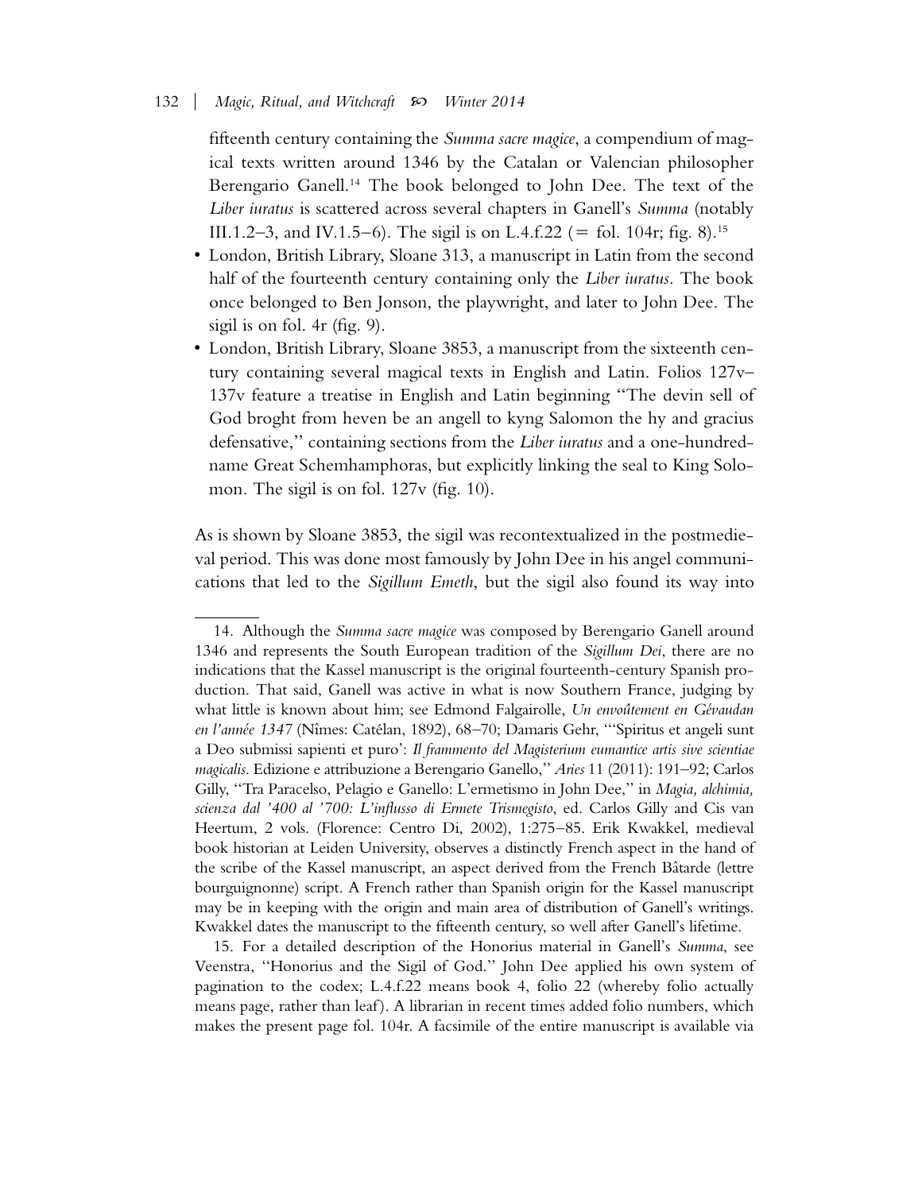fifteenth century containing the *Summa sacre magice*, a compendium of magical texts written around 1346 by the Catalan or Valencian philosopher Berengario Ganell.[14] The book belonged to John Dee. The text of the *Liber iuratus* is scattered across several chapters in Ganell's *Summa* (notably III.1.2–3, and IV.1.5–6). The sigil is on L.4.f.22 (= fol. 104r; fig. 8).[15]

- London, British Library, Sloane 313, a manuscript in Latin from the second half of the fourteenth century containing only the *Liber iuratus*. The book once belonged to Ben Jonson, the playwright, and later to John Dee. The sigil is on fol. 4r (fig. 9).
- London, British Library, Sloane 3853, a manuscript from the sixteenth century containing several magical texts in English and Latin. Folios 127v–137v feature a treatise in English and Latin beginning "The devin sell of God broght from heven be an angell to kyng Salomon the hy and gracius defensative," containing sections from the *Liber iuratus* and a one-hundred-name Great Schemhamphoras, but explicitly linking the seal to King Solomon. The sigil is on fol. 127v (fig. 10).

As is shown by Sloane 3853, the sigil was recontextualized in the postmedieval period. This was done most famously by John Dee in his angel communications that led to the *Sigillum Emeth*, but the sigil also found its way into

---

14. Although the *Summa sacre magice* was composed by Berengario Ganell around 1346 and represents the South European tradition of the *Sigillum Dei*, there are no indications that the Kassel manuscript is the original fourteenth-century Spanish production. That said, Ganell was active in what is now Southern France, judging by what little is known about him; see Edmond Falgairolle, *Un envoûtement en Gévaudan en l'année 1347* (Nîmes: Catélan, 1892), 68–70; Damaris Gehr, "'Spiritus et angeli sunt a Deo submissi sapienti et puro': *Il frammento del Magisterium eumantice artis sive scientiae magicalis*. Edizione e attribuzione a Berengario Ganello," *Aries* 11 (2011): 191–92; Carlos Gilly, "Tra Paracelso, Pelagio e Ganello: L'ermetismo in John Dee," in *Magia, alchimia, scienza dal '400 al '700: L'influsso di Ermete Trismegisto*, ed. Carlos Gilly and Cis van Heertum, 2 vols. (Florence: Centro Di, 2002), 1:275–85. Erik Kwakkel, medieval book historian at Leiden University, observes a distinctly French aspect in the hand of the scribe of the Kassel manuscript, an aspect derived from the French Bâtarde (lettre bourguignonne) script. A French rather than Spanish origin for the Kassel manuscript may be in keeping with the origin and main area of distribution of Ganell's writings. Kwakkel dates the manuscript to the fifteenth century, so well after Ganell's lifetime.

15. For a detailed description of the Honorius material in Ganell's *Summa*, see Veenstra, "Honorius and the Sigil of God." John Dee applied his own system of pagination to the codex; L.4.f.22 means book 4, folio 22 (whereby folio actually means page, rather than leaf). A librarian in recent times added folio numbers, which makes the present page fol. 104r. A facsimile of the entire manuscript is available via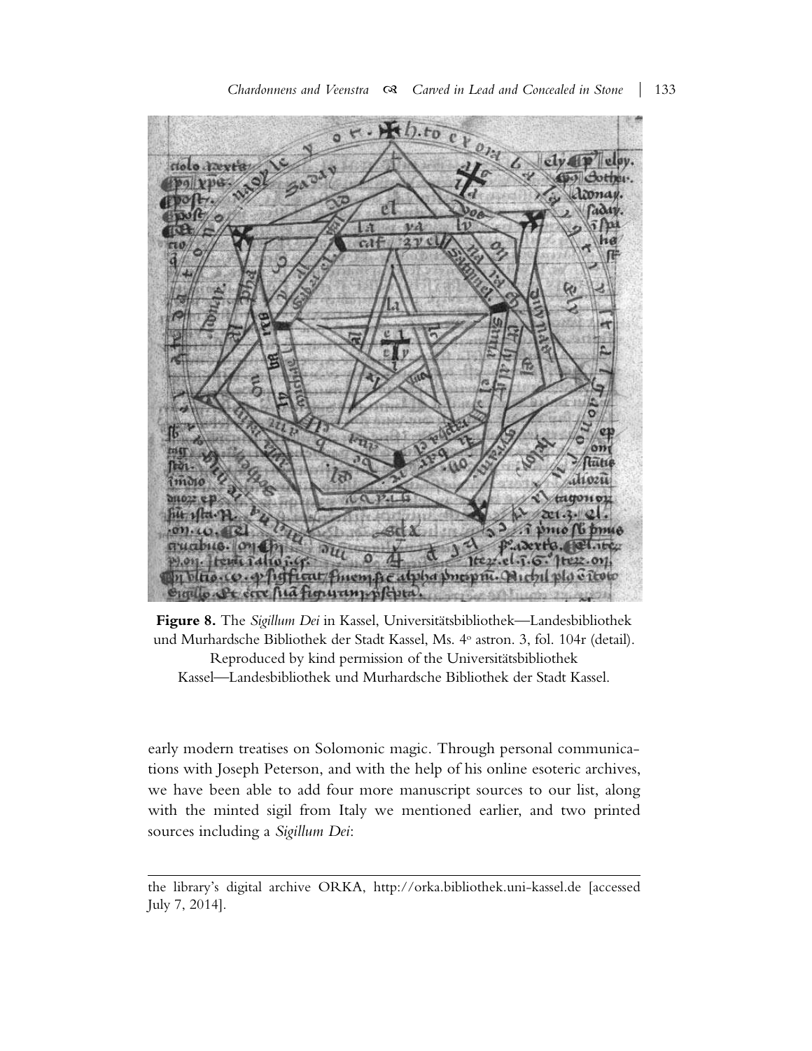**Figure 8.** The *Sigillum Dei* in Kassel, Universitätsbibliothek—Landesbibliothek und Murhardsche Bibliothek der Stadt Kassel, Ms. 4° astron. 3, fol. 104r (detail). Reproduced by kind permission of the Universitätsbibliothek Kassel—Landesbibliothek und Murhardsche Bibliothek der Stadt Kassel.

early modern treatises on Solomonic magic. Through personal communications with Joseph Peterson, and with the help of his online esoteric archives, we have been able to add four more manuscript sources to our list, along with the minted sigil from Italy we mentioned earlier, and two printed sources including a *Sigillum Dei*:

---

the library's digital archive ORKA, http://orka.bibliothek.uni-kassel.de [accessed July 7, 2014].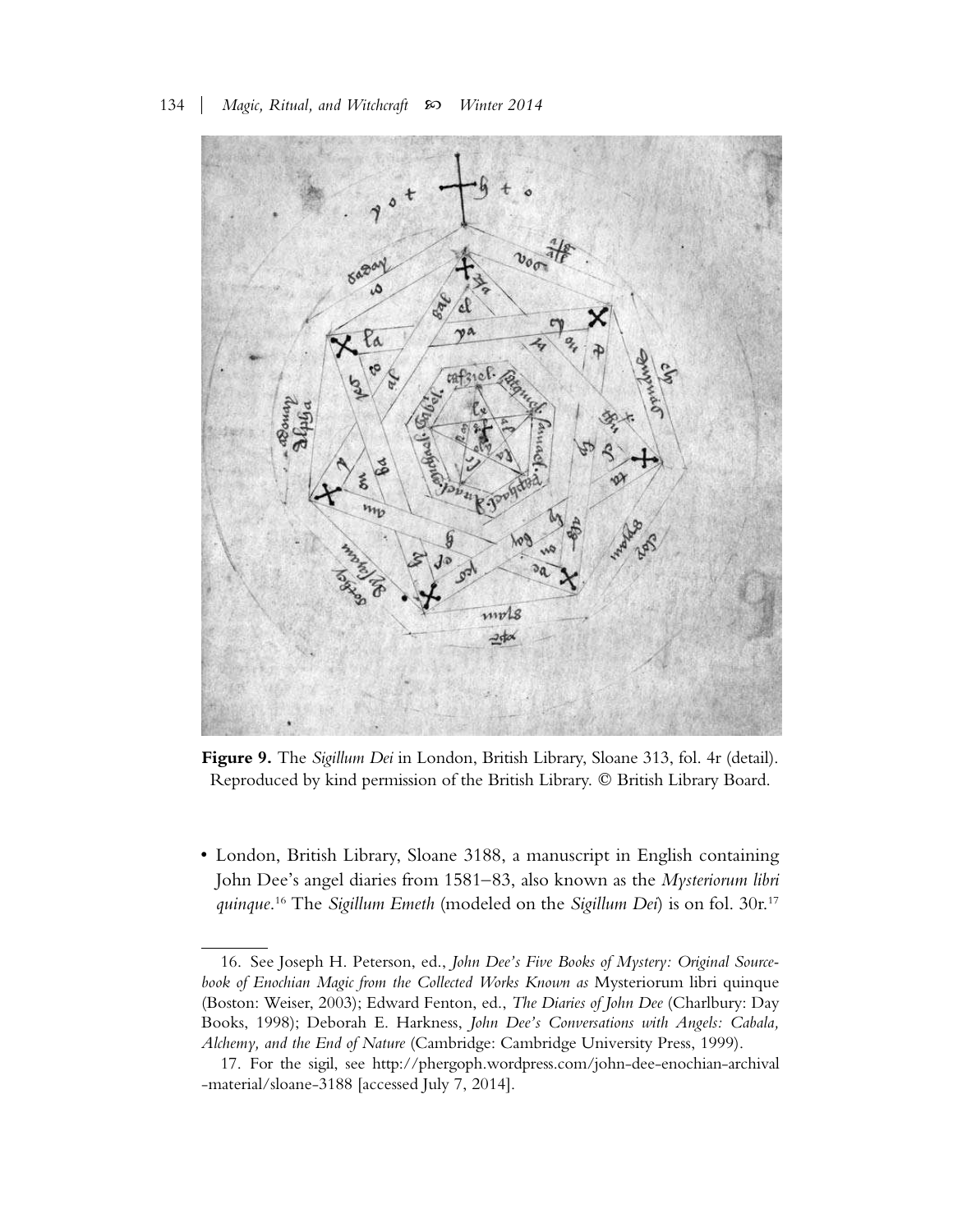**Figure 9.** The *Sigillum Dei* in London, British Library, Sloane 313, fol. 4r (detail). Reproduced by kind permission of the British Library. © British Library Board.

- London, British Library, Sloane 3188, a manuscript in English containing John Dee's angel diaries from 1581–83, also known as the *Mysteriorum libri quinque*.[16] The *Sigillum Emeth* (modeled on the *Sigillum Dei*) is on fol. 30r.[17]

---

16. See Joseph H. Peterson, ed., *John Dee's Five Books of Mystery: Original Sourcebook of Enochian Magic from the Collected Works Known as* Mysteriorum libri quinque (Boston: Weiser, 2003); Edward Fenton, ed., *The Diaries of John Dee* (Charlbury: Day Books, 1998); Deborah E. Harkness, *John Dee's Conversations with Angels: Cabala, Alchemy, and the End of Nature* (Cambridge: Cambridge University Press, 1999).

17. For the sigil, see http://phergoph.wordpress.com/john-dee-enochian-archival-material/sloane-3188 [accessed July 7, 2014].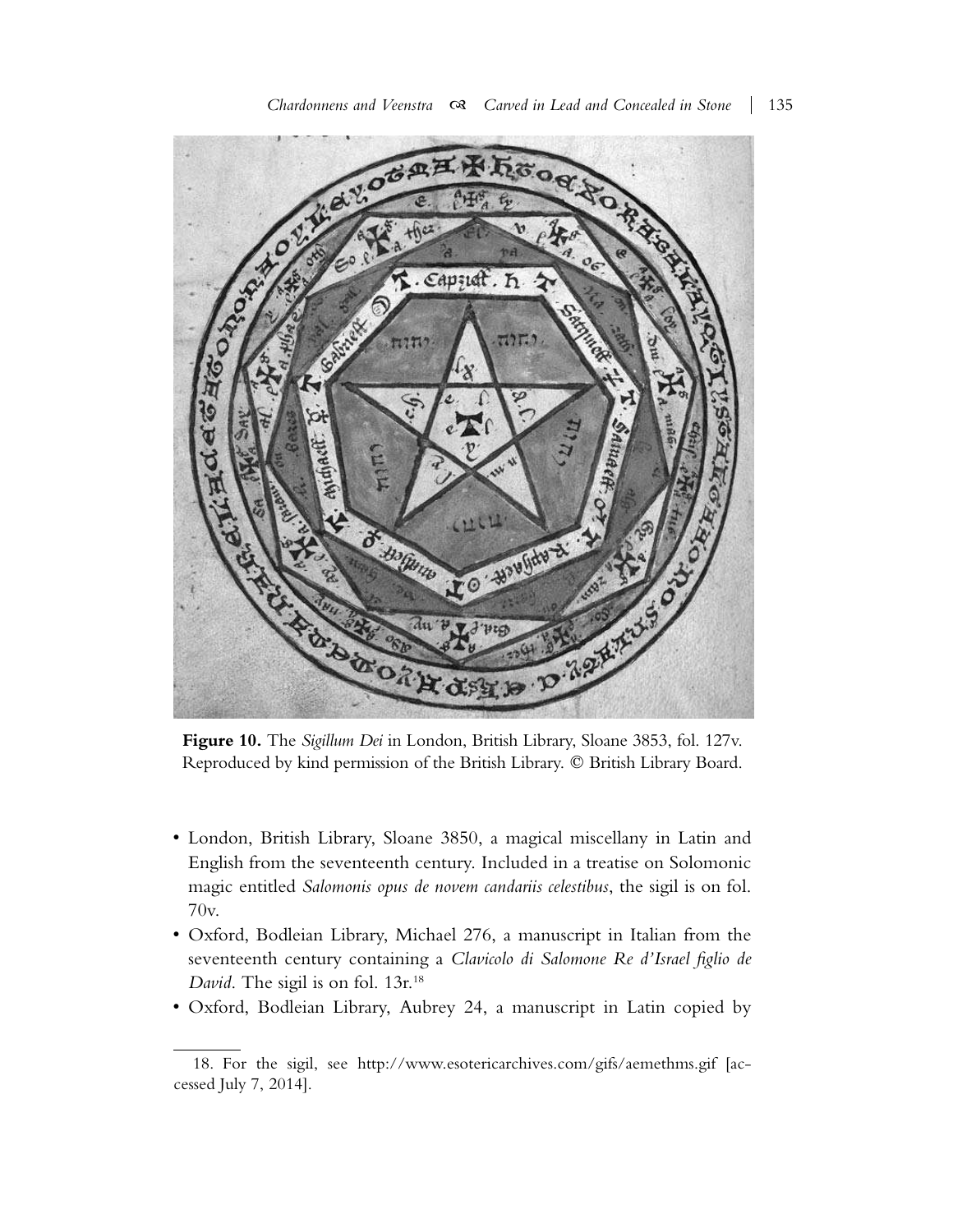**Figure 10.** The *Sigillum Dei* in London, British Library, Sloane 3853, fol. 127v. Reproduced by kind permission of the British Library. © British Library Board.

- London, British Library, Sloane 3850, a magical miscellany in Latin and English from the seventeenth century. Included in a treatise on Solomonic magic entitled *Salomonis opus de novem candariis celestibus*, the sigil is on fol. 70v.
- Oxford, Bodleian Library, Michael 276, a manuscript in Italian from the seventeenth century containing a *Clavicolo di Salomone Re d'Israel figlio de David*. The sigil is on fol. 13r.[18]
- Oxford, Bodleian Library, Aubrey 24, a manuscript in Latin copied by

18. For the sigil, see http://www.esotericarchives.com/gifs/aemethms.gif [accessed July 7, 2014].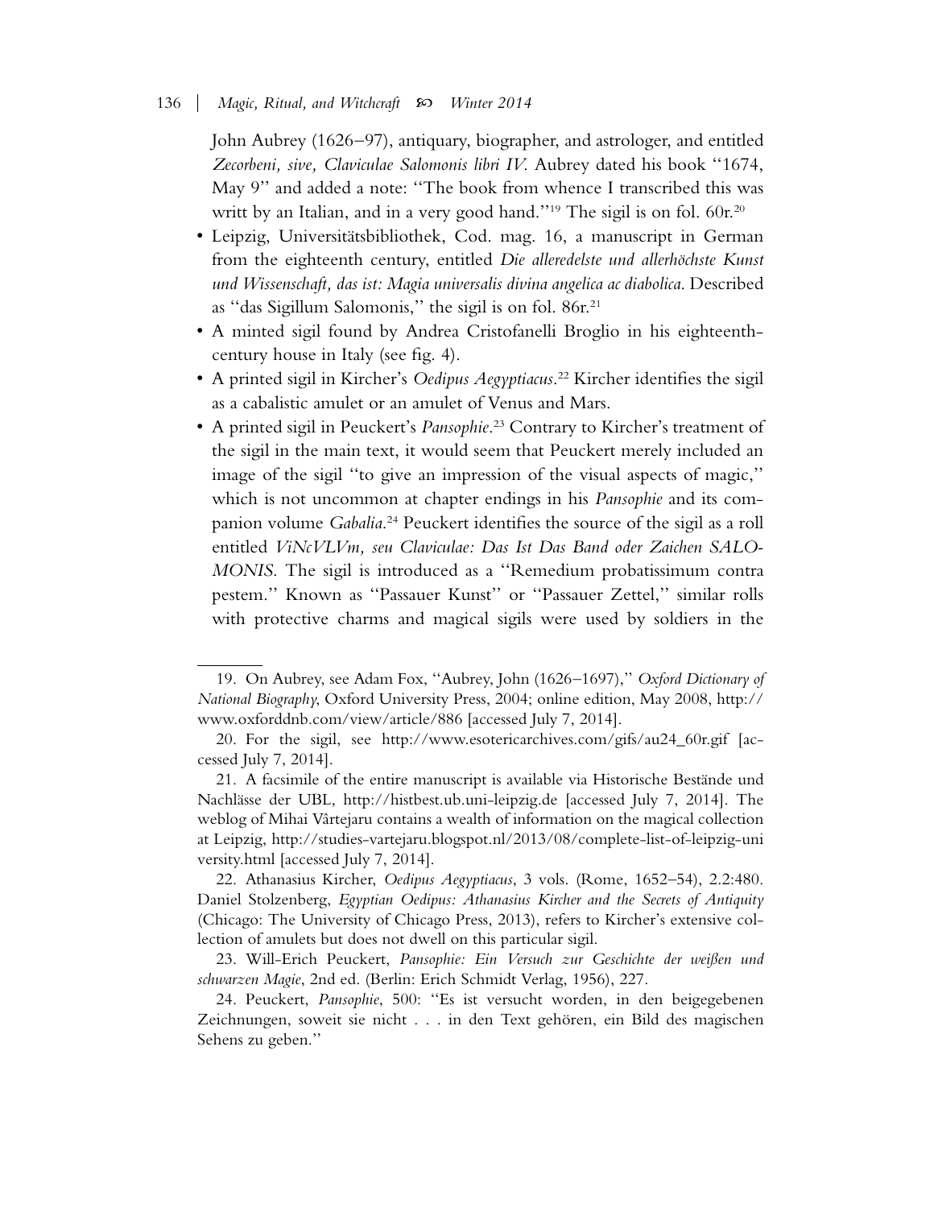John Aubrey (1626–97), antiquary, biographer, and astrologer, and entitled *Zecorbeni, sive, Claviculae Salomonis libri IV.* Aubrey dated his book ''1674, May 9'' and added a note: ''The book from whence I transcribed this was writt by an Italian, and in a very good hand.''[19] The sigil is on fol. 60r.[20]

- Leipzig, Universitätsbibliothek, Cod. mag. 16, a manuscript in German from the eighteenth century, entitled *Die alleredelste und allerhöchste Kunst und Wissenschaft, das ist: Magia universalis divina angelica ac diabolica.* Described as ''das Sigillum Salomonis,'' the sigil is on fol. 86r.[21]
- A minted sigil found by Andrea Cristofanelli Broglio in his eighteenth-century house in Italy (see fig. 4).
- A printed sigil in Kircher's *Oedipus Aegyptiacus*.[22] Kircher identifies the sigil as a cabalistic amulet or an amulet of Venus and Mars.
- A printed sigil in Peuckert's *Pansophie*.[23] Contrary to Kircher's treatment of the sigil in the main text, it would seem that Peuckert merely included an image of the sigil ''to give an impression of the visual aspects of magic,'' which is not uncommon at chapter endings in his *Pansophie* and its companion volume *Gabalia*.[24] Peuckert identifies the source of the sigil as a roll entitled *ViNcVLVm, seu Claviculae: Das Ist Das Band oder Zaichen SALOMONIS.* The sigil is introduced as a ''Remedium probatissimum contra pestem.'' Known as ''Passauer Kunst'' or ''Passauer Zettel,'' similar rolls with protective charms and magical sigils were used by soldiers in the

---

19. On Aubrey, see Adam Fox, ''Aubrey, John (1626–1697),'' *Oxford Dictionary of National Biography*, Oxford University Press, 2004; online edition, May 2008, http://www.oxforddnb.com/view/article/886 [accessed July 7, 2014].

20. For the sigil, see http://www.esotericarchives.com/gifs/au24_60r.gif [accessed July 7, 2014].

21. A facsimile of the entire manuscript is available via Historische Bestände und Nachlässe der UBL, http://histbest.ub.uni-leipzig.de [accessed July 7, 2014]. The weblog of Mihai Vârtejaru contains a wealth of information on the magical collection at Leipzig, http://studies-vartejaru.blogspot.nl/2013/08/complete-list-of-leipzig-university.html [accessed July 7, 2014].

22. Athanasius Kircher, *Oedipus Aegyptiacus*, 3 vols. (Rome, 1652–54), 2.2:480. Daniel Stolzenberg, *Egyptian Oedipus: Athanasius Kircher and the Secrets of Antiquity* (Chicago: The University of Chicago Press, 2013), refers to Kircher's extensive collection of amulets but does not dwell on this particular sigil.

23. Will-Erich Peuckert, *Pansophie: Ein Versuch zur Geschichte der weißen und schwarzen Magie*, 2nd ed. (Berlin: Erich Schmidt Verlag, 1956), 227.

24. Peuckert, *Pansophie*, 500: ''Es ist versucht worden, in den beigegebenen Zeichnungen, soweit sie nicht . . . in den Text gehören, ein Bild des magischen Sehens zu geben.''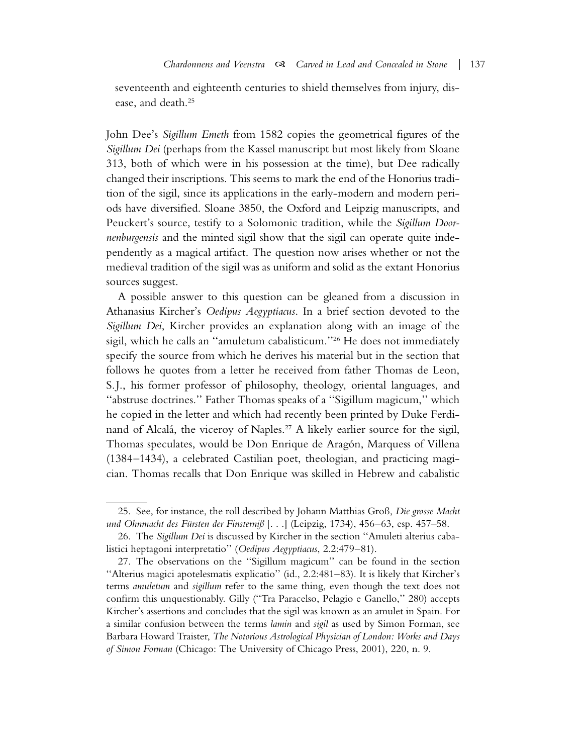seventeenth and eighteenth centuries to shield themselves from injury, disease, and death.[25]

John Dee's *Sigillum Emeth* from 1582 copies the geometrical figures of the *Sigillum Dei* (perhaps from the Kassel manuscript but most likely from Sloane 313, both of which were in his possession at the time), but Dee radically changed their inscriptions. This seems to mark the end of the Honorius tradition of the sigil, since its applications in the early-modern and modern periods have diversified. Sloane 3850, the Oxford and Leipzig manuscripts, and Peuckert's source, testify to a Solomonic tradition, while the *Sigillum Doornenburgensis* and the minted sigil show that the sigil can operate quite independently as a magical artifact. The question now arises whether or not the medieval tradition of the sigil was as uniform and solid as the extant Honorius sources suggest.

A possible answer to this question can be gleaned from a discussion in Athanasius Kircher's *Oedipus Aegyptiacus*. In a brief section devoted to the *Sigillum Dei*, Kircher provides an explanation along with an image of the sigil, which he calls an ''amuletum cabalisticum.''[26] He does not immediately specify the source from which he derives his material but in the section that follows he quotes from a letter he received from father Thomas de Leon, S.J., his former professor of philosophy, theology, oriental languages, and ''abstruse doctrines.'' Father Thomas speaks of a ''Sigillum magicum,'' which he copied in the letter and which had recently been printed by Duke Ferdinand of Alcalá, the viceroy of Naples.[27] A likely earlier source for the sigil, Thomas speculates, would be Don Enrique de Aragón, Marquess of Villena (1384–1434), a celebrated Castilian poet, theologian, and practicing magician. Thomas recalls that Don Enrique was skilled in Hebrew and cabalistic

25. See, for instance, the roll described by Johann Matthias Groß, *Die grosse Macht und Ohnmacht des Fürsten der Finsterniß* [. . .] (Leipzig, 1734), 456–63, esp. 457–58.

26. The *Sigillum Dei* is discussed by Kircher in the section ''Amuleti alterius cabalistici heptagoni interpretatio'' (*Oedipus Aegyptiacus*, 2.2:479–81).

27. The observations on the ''Sigillum magicum'' can be found in the section ''Alterius magici apotelesmatis explicatio'' (id., 2.2:481–83). It is likely that Kircher's terms *amuletum* and *sigillum* refer to the same thing, even though the text does not confirm this unquestionably. Gilly (''Tra Paracelso, Pelagio e Ganello,'' 280) accepts Kircher's assertions and concludes that the sigil was known as an amulet in Spain. For a similar confusion between the terms *lamin* and *sigil* as used by Simon Forman, see Barbara Howard Traister, *The Notorious Astrological Physician of London: Works and Days of Simon Forman* (Chicago: The University of Chicago Press, 2001), 220, n. 9.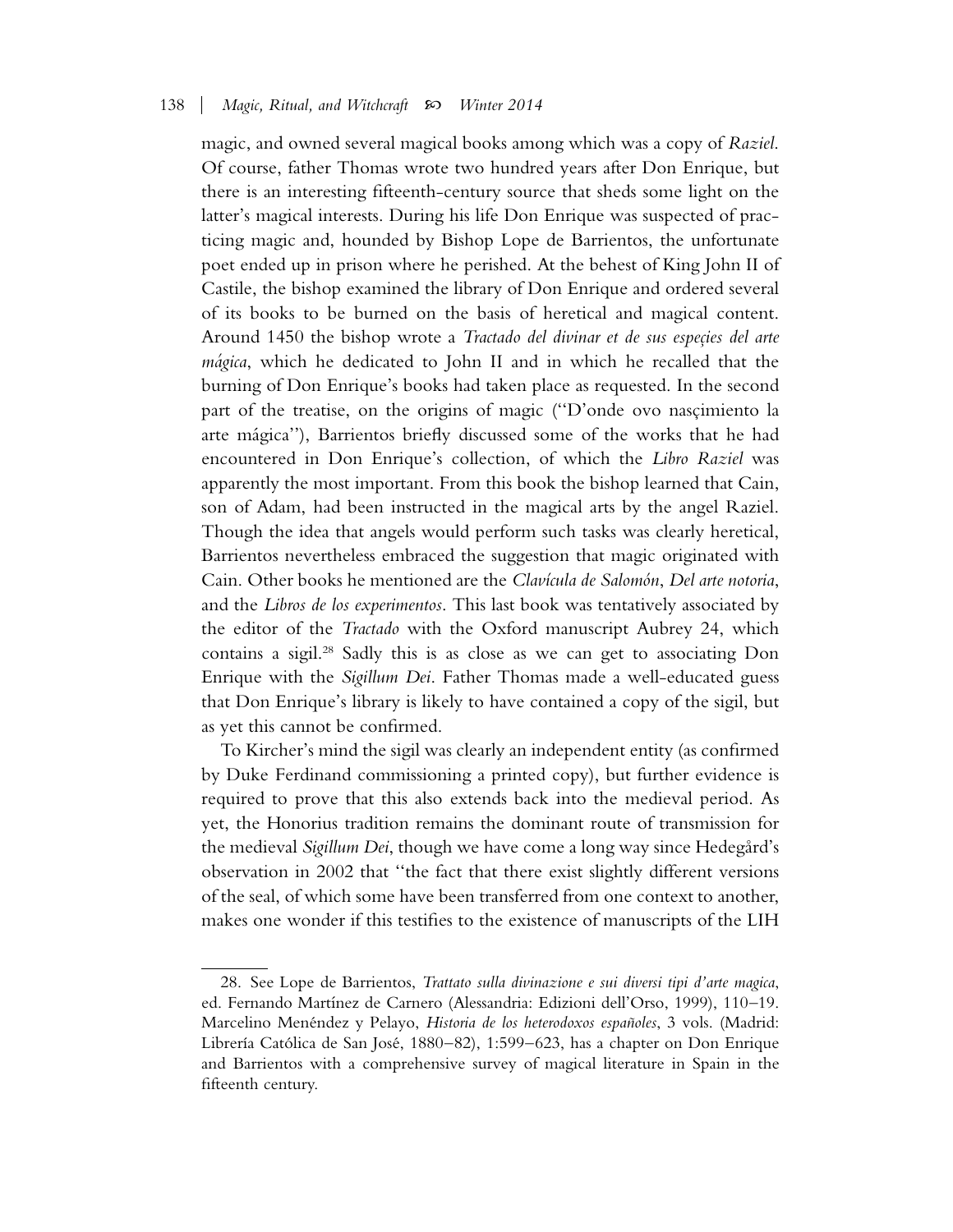magic, and owned several magical books among which was a copy of *Raziel.* Of course, father Thomas wrote two hundred years after Don Enrique, but there is an interesting fifteenth-century source that sheds some light on the latter's magical interests. During his life Don Enrique was suspected of practicing magic and, hounded by Bishop Lope de Barrientos, the unfortunate poet ended up in prison where he perished. At the behest of King John II of Castile, the bishop examined the library of Don Enrique and ordered several of its books to be burned on the basis of heretical and magical content. Around 1450 the bishop wrote a *Tractado del divinar et de sus espeçies del arte mágica*, which he dedicated to John II and in which he recalled that the burning of Don Enrique's books had taken place as requested. In the second part of the treatise, on the origins of magic ("D'onde ovo nasçimiento la arte mágica"), Barrientos briefly discussed some of the works that he had encountered in Don Enrique's collection, of which the *Libro Raziel* was apparently the most important. From this book the bishop learned that Cain, son of Adam, had been instructed in the magical arts by the angel Raziel. Though the idea that angels would perform such tasks was clearly heretical, Barrientos nevertheless embraced the suggestion that magic originated with Cain. Other books he mentioned are the *Clavícula de Salomón*, *Del arte notoria*, and the *Libros de los experimentos*. This last book was tentatively associated by the editor of the *Tractado* with the Oxford manuscript Aubrey 24, which contains a sigil.[28] Sadly this is as close as we can get to associating Don Enrique with the *Sigillum Dei*. Father Thomas made a well-educated guess that Don Enrique's library is likely to have contained a copy of the sigil, but as yet this cannot be confirmed.

To Kircher's mind the sigil was clearly an independent entity (as confirmed by Duke Ferdinand commissioning a printed copy), but further evidence is required to prove that this also extends back into the medieval period. As yet, the Honorius tradition remains the dominant route of transmission for the medieval *Sigillum Dei*, though we have come a long way since Hedegård's observation in 2002 that "the fact that there exist slightly different versions of the seal, of which some have been transferred from one context to another, makes one wonder if this testifies to the existence of manuscripts of the LIH

---

28. See Lope de Barrientos, *Trattato sulla divinazione e sui diversi tipi d'arte magica*, ed. Fernando Martínez de Carnero (Alessandria: Edizioni dell'Orso, 1999), 110–19. Marcelino Menéndez y Pelayo, *Historia de los heterodoxos españoles*, 3 vols. (Madrid: Librería Católica de San José, 1880–82), 1:599–623, has a chapter on Don Enrique and Barrientos with a comprehensive survey of magical literature in Spain in the fifteenth century.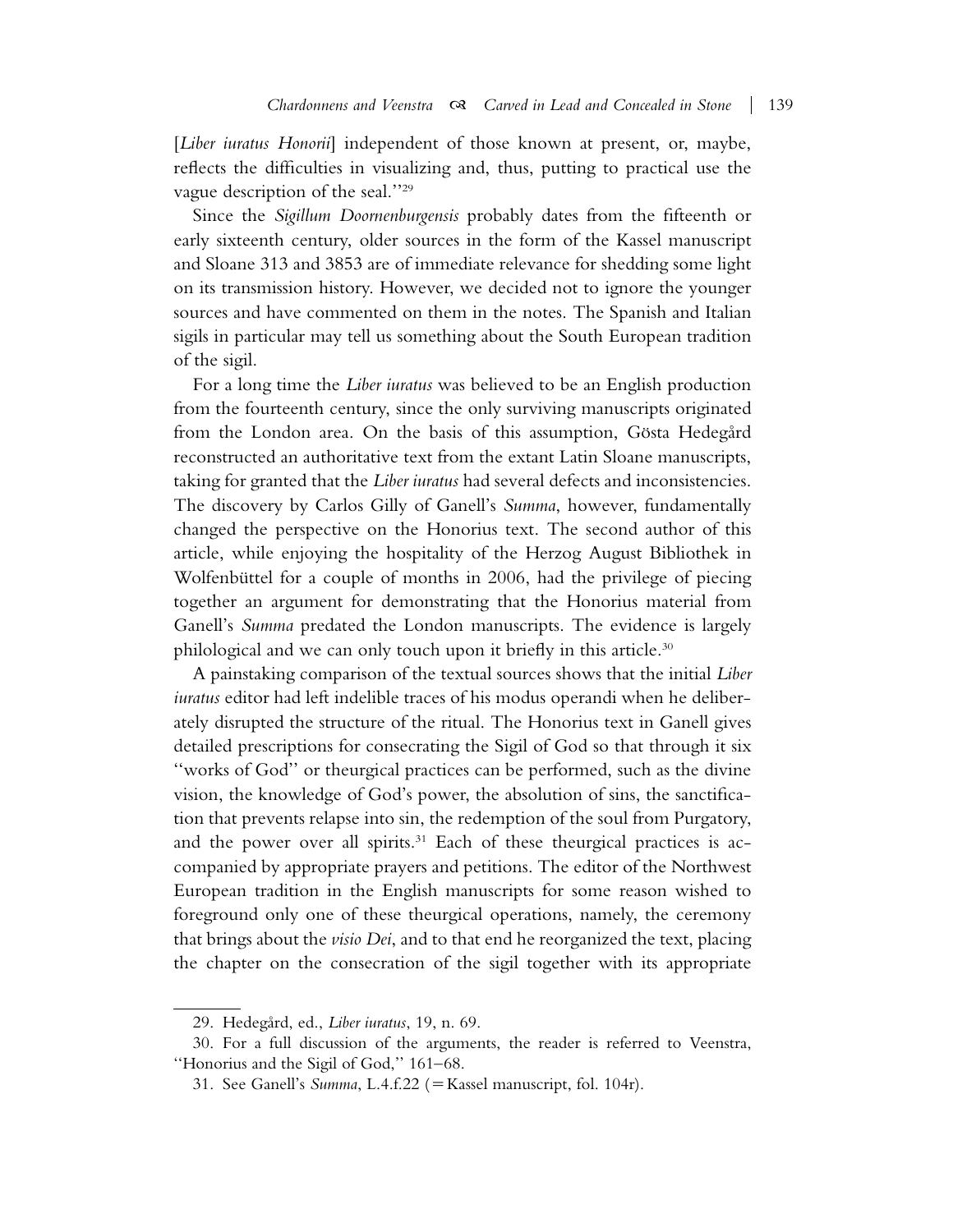[*Liber iuratus Honorii*] independent of those known at present, or, maybe, reflects the difficulties in visualizing and, thus, putting to practical use the vague description of the seal.''[29]

Since the *Sigillum Doornenburgensis* probably dates from the fifteenth or early sixteenth century, older sources in the form of the Kassel manuscript and Sloane 313 and 3853 are of immediate relevance for shedding some light on its transmission history. However, we decided not to ignore the younger sources and have commented on them in the notes. The Spanish and Italian sigils in particular may tell us something about the South European tradition of the sigil.

For a long time the *Liber iuratus* was believed to be an English production from the fourteenth century, since the only surviving manuscripts originated from the London area. On the basis of this assumption, Gösta Hedegård reconstructed an authoritative text from the extant Latin Sloane manuscripts, taking for granted that the *Liber iuratus* had several defects and inconsistencies. The discovery by Carlos Gilly of Ganell's *Summa*, however, fundamentally changed the perspective on the Honorius text. The second author of this article, while enjoying the hospitality of the Herzog August Bibliothek in Wolfenbüttel for a couple of months in 2006, had the privilege of piecing together an argument for demonstrating that the Honorius material from Ganell's *Summa* predated the London manuscripts. The evidence is largely philological and we can only touch upon it briefly in this article.[30]

A painstaking comparison of the textual sources shows that the initial *Liber iuratus* editor had left indelible traces of his modus operandi when he deliberately disrupted the structure of the ritual. The Honorius text in Ganell gives detailed prescriptions for consecrating the Sigil of God so that through it six ''works of God'' or theurgical practices can be performed, such as the divine vision, the knowledge of God's power, the absolution of sins, the sanctification that prevents relapse into sin, the redemption of the soul from Purgatory, and the power over all spirits.[31] Each of these theurgical practices is accompanied by appropriate prayers and petitions. The editor of the Northwest European tradition in the English manuscripts for some reason wished to foreground only one of these theurgical operations, namely, the ceremony that brings about the *visio Dei*, and to that end he reorganized the text, placing the chapter on the consecration of the sigil together with its appropriate

---

29. Hedegård, ed., *Liber iuratus*, 19, n. 69.

30. For a full discussion of the arguments, the reader is referred to Veenstra, ''Honorius and the Sigil of God,'' 161–68.

31. See Ganell's *Summa*, L.4.f.22 (=Kassel manuscript, fol. 104r).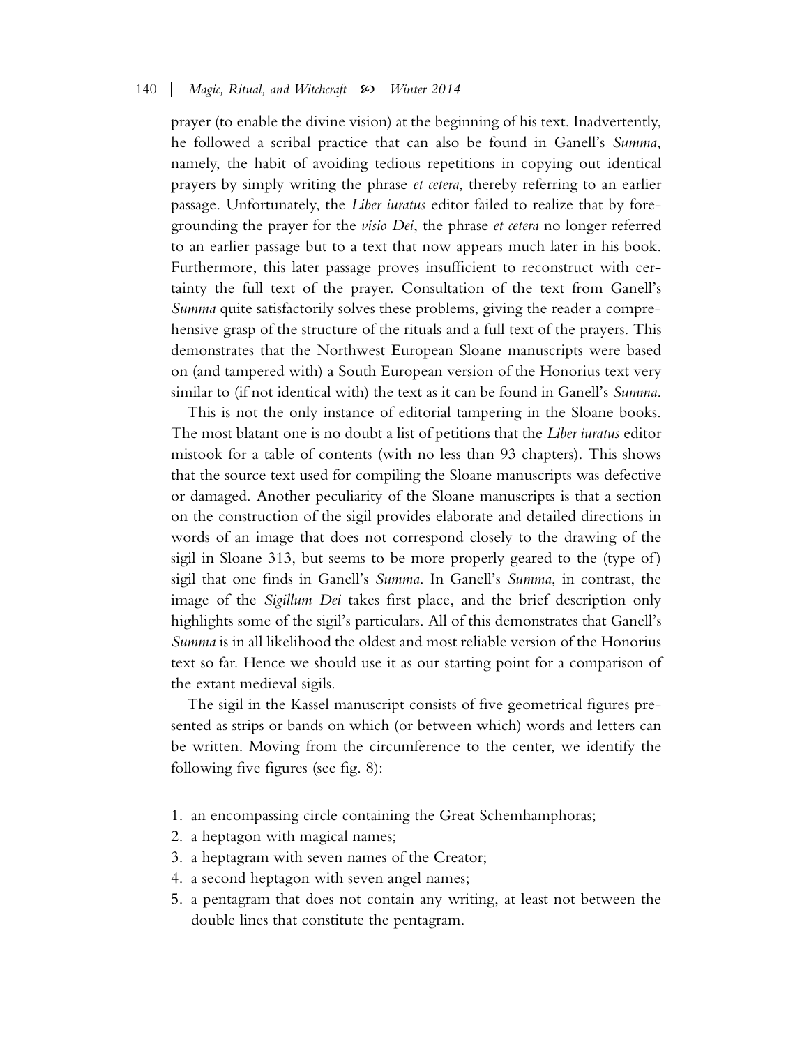prayer (to enable the divine vision) at the beginning of his text. Inadvertently, he followed a scribal practice that can also be found in Ganell's *Summa*, namely, the habit of avoiding tedious repetitions in copying out identical prayers by simply writing the phrase *et cetera*, thereby referring to an earlier passage. Unfortunately, the *Liber iuratus* editor failed to realize that by foregrounding the prayer for the *visio Dei*, the phrase *et cetera* no longer referred to an earlier passage but to a text that now appears much later in his book. Furthermore, this later passage proves insufficient to reconstruct with certainty the full text of the prayer. Consultation of the text from Ganell's *Summa* quite satisfactorily solves these problems, giving the reader a comprehensive grasp of the structure of the rituals and a full text of the prayers. This demonstrates that the Northwest European Sloane manuscripts were based on (and tampered with) a South European version of the Honorius text very similar to (if not identical with) the text as it can be found in Ganell's *Summa*.

This is not the only instance of editorial tampering in the Sloane books. The most blatant one is no doubt a list of petitions that the *Liber iuratus* editor mistook for a table of contents (with no less than 93 chapters). This shows that the source text used for compiling the Sloane manuscripts was defective or damaged. Another peculiarity of the Sloane manuscripts is that a section on the construction of the sigil provides elaborate and detailed directions in words of an image that does not correspond closely to the drawing of the sigil in Sloane 313, but seems to be more properly geared to the (type of) sigil that one finds in Ganell's *Summa*. In Ganell's *Summa*, in contrast, the image of the *Sigillum Dei* takes first place, and the brief description only highlights some of the sigil's particulars. All of this demonstrates that Ganell's *Summa* is in all likelihood the oldest and most reliable version of the Honorius text so far. Hence we should use it as our starting point for a comparison of the extant medieval sigils.

The sigil in the Kassel manuscript consists of five geometrical figures presented as strips or bands on which (or between which) words and letters can be written. Moving from the circumference to the center, we identify the following five figures (see fig. 8):

1. an encompassing circle containing the Great Schemhamphoras;
2. a heptagon with magical names;
3. a heptagram with seven names of the Creator;
4. a second heptagon with seven angel names;
5. a pentagram that does not contain any writing, at least not between the double lines that constitute the pentagram.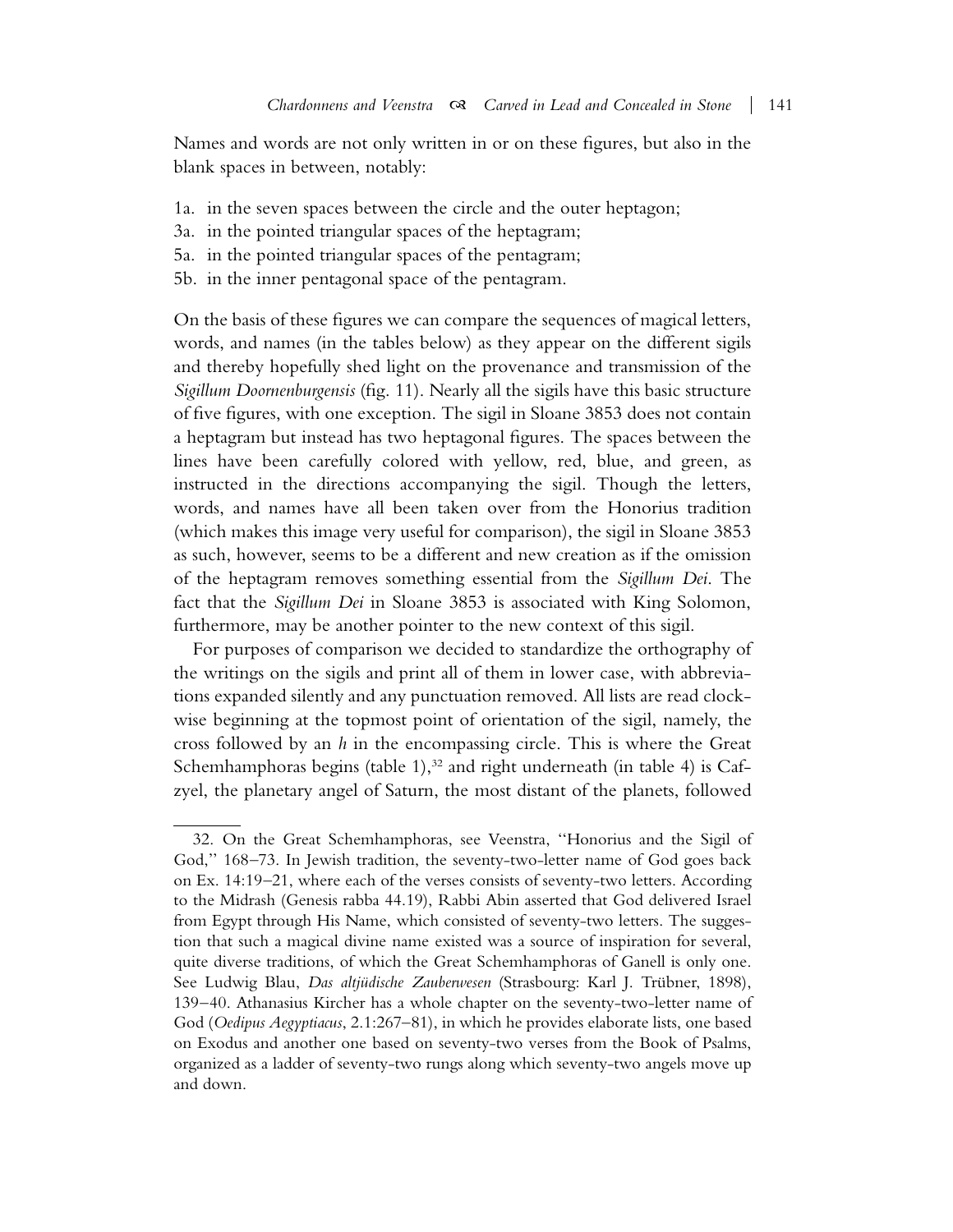Names and words are not only written in or on these figures, but also in the blank spaces in between, notably:

1a. in the seven spaces between the circle and the outer heptagon;
3a. in the pointed triangular spaces of the heptagram;
5a. in the pointed triangular spaces of the pentagram;
5b. in the inner pentagonal space of the pentagram.

On the basis of these figures we can compare the sequences of magical letters, words, and names (in the tables below) as they appear on the different sigils and thereby hopefully shed light on the provenance and transmission of the *Sigillum Doornenburgensis* (fig. 11). Nearly all the sigils have this basic structure of five figures, with one exception. The sigil in Sloane 3853 does not contain a heptagram but instead has two heptagonal figures. The spaces between the lines have been carefully colored with yellow, red, blue, and green, as instructed in the directions accompanying the sigil. Though the letters, words, and names have all been taken over from the Honorius tradition (which makes this image very useful for comparison), the sigil in Sloane 3853 as such, however, seems to be a different and new creation as if the omission of the heptagram removes something essential from the *Sigillum Dei*. The fact that the *Sigillum Dei* in Sloane 3853 is associated with King Solomon, furthermore, may be another pointer to the new context of this sigil.

For purposes of comparison we decided to standardize the orthography of the writings on the sigils and print all of them in lower case, with abbreviations expanded silently and any punctuation removed. All lists are read clockwise beginning at the topmost point of orientation of the sigil, namely, the cross followed by an *h* in the encompassing circle. This is where the Great Schemhamphoras begins (table 1),[32] and right underneath (in table 4) is Cafzyel, the planetary angel of Saturn, the most distant of the planets, followed

32. On the Great Schemhamphoras, see Veenstra, "Honorius and the Sigil of God," 168–73. In Jewish tradition, the seventy-two-letter name of God goes back on Ex. 14:19–21, where each of the verses consists of seventy-two letters. According to the Midrash (Genesis rabba 44.19), Rabbi Abin asserted that God delivered Israel from Egypt through His Name, which consisted of seventy-two letters. The suggestion that such a magical divine name existed was a source of inspiration for several, quite diverse traditions, of which the Great Schemhamphoras of Ganell is only one. See Ludwig Blau, *Das altjüdische Zauberwesen* (Strasbourg: Karl J. Trübner, 1898), 139–40. Athanasius Kircher has a whole chapter on the seventy-two-letter name of God (*Oedipus Aegyptiacus*, 2.1:267–81), in which he provides elaborate lists, one based on Exodus and another one based on seventy-two verses from the Book of Psalms, organized as a ladder of seventy-two rungs along which seventy-two angels move up and down.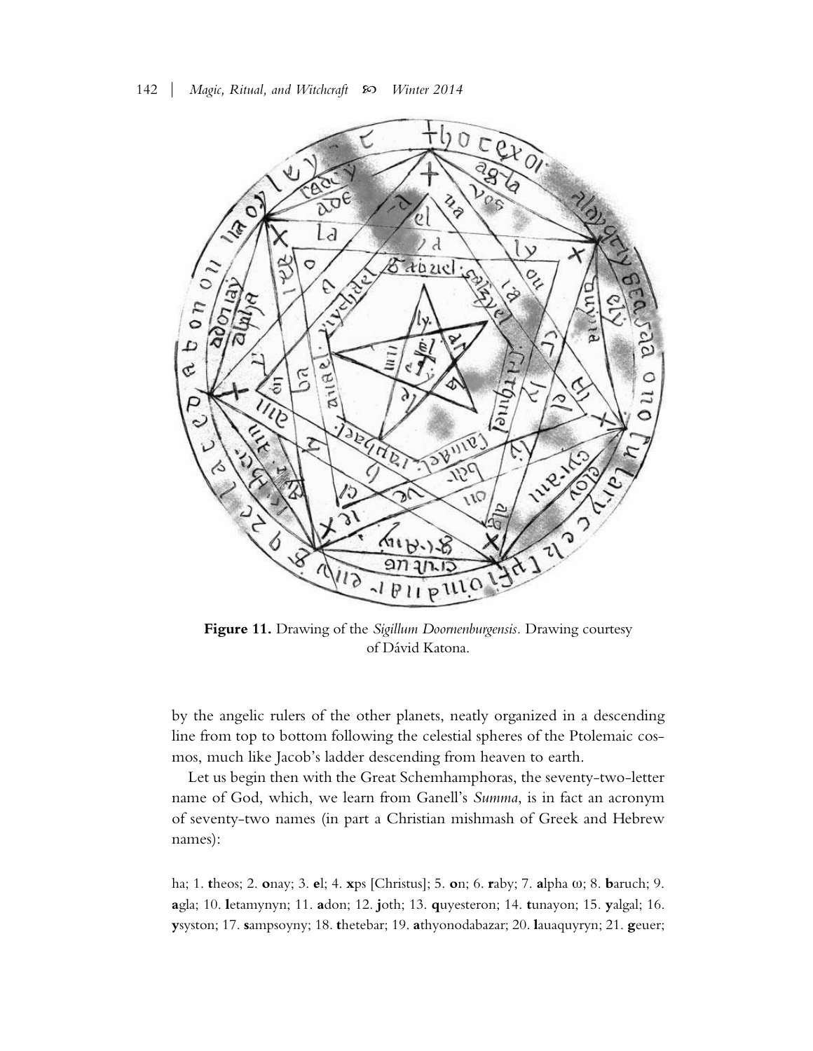**Figure 11.** Drawing of the *Sigillum Doornenburgensis*. Drawing courtesy of Dávid Katona.

by the angelic rulers of the other planets, neatly organized in a descending line from top to bottom following the celestial spheres of the Ptolemaic cosmos, much like Jacob's ladder descending from heaven to earth.

Let us begin then with the Great Schemhamphoras, the seventy-two-letter name of God, which, we learn from Ganell's *Summa*, is in fact an acronym of seventy-two names (in part a Christian mishmash of Greek and Hebrew names):

ha; 1. **t**heos; 2. **o**nay; 3. **e**l; 4. **x**ps [Christus]; 5. **o**n; 6. **r**aby; 7. **a**lpha ω; 8. **b**aruch; 9. **a**gla; 10. **l**etamynyn; 11. **a**don; 12. **j**oth; 13. **q**uyesteron; 14. **t**unayon; 15. **y**algal; 16. **y**syston; 17. **s**ampsoyny; 18. **t**hetebar; 19. **a**thyonodabazar; 20. **l**auaquyryn; 21. **g**euer;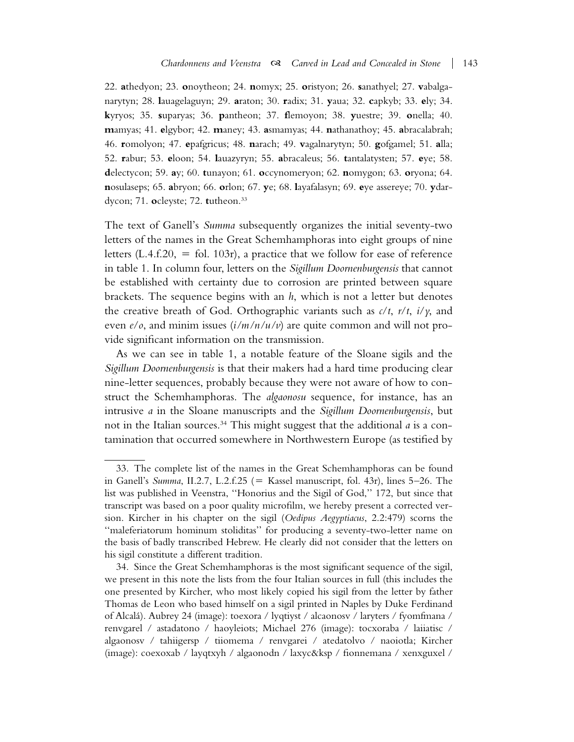22. **a**thedyon; 23. **o**noytheon; 24. **n**omyx; 25. **o**ristyon; 26. **s**anathyel; 27. **v**abalganarytyn; 28. **l**auagelaguyn; 29. **a**raton; 30. **r**adix; 31. **y**aua; 32. **c**apkyb; 33. **e**ly; 34. **k**yryos; 35. **s**uparyas; 36. **p**antheon; 37. **f**lemoyon; 38. **y**uestre; 39. **o**nella; 40. **m**amyas; 41. **e**lgybor; 42. **m**aney; 43. **a**smamyas; 44. **n**athanathoy; 45. **a**bracalabrah; 46. **r**omolyon; 47. **e**pafgricus; 48. **n**arach; 49. **v**agalnarytyn; 50. **g**ofgamel; 51. **a**lla; 52. **r**abur; 53. **e**loon; 54. **l**auazyryn; 55. **a**bracaleus; 56. **t**antalatysten; 57. **e**ye; 58. **d**electycon; 59. **a**y; 60. **t**unayon; 61. **o**ccynomeryon; 62. **n**omygon; 63. **o**ryona; 64. **n**osulaseps; 65. **a**bryon; 66. **o**rlon; 67. **y**e; 68. **l**ayafalasyn; 69. **e**ye assereye; 70. **y**dardycon; 71. **o**cleyste; 72. **t**utheon.[33]

The text of Ganell's *Summa* subsequently organizes the initial seventy-two letters of the names in the Great Schemhamphoras into eight groups of nine letters (L.4.f.20, = fol. 103r), a practice that we follow for ease of reference in table 1. In column four, letters on the *Sigillum Doornenburgensis* that cannot be established with certainty due to corrosion are printed between square brackets. The sequence begins with an *h*, which is not a letter but denotes the creative breath of God. Orthographic variants such as *c/t*, *r/t*, *i/y*, and even *e/o*, and minim issues (*i/m/n/u/v*) are quite common and will not provide significant information on the transmission.

As we can see in table 1, a notable feature of the Sloane sigils and the *Sigillum Doornenburgensis* is that their makers had a hard time producing clear nine-letter sequences, probably because they were not aware of how to construct the Schemhamphoras. The *algaonosu* sequence, for instance, has an intrusive *a* in the Sloane manuscripts and the *Sigillum Doornenburgensis*, but not in the Italian sources.[34] This might suggest that the additional *a* is a contamination that occurred somewhere in Northwestern Europe (as testified by

---

33. The complete list of the names in the Great Schemhamphoras can be found in Ganell's *Summa*, II.2.7, L.2.f.25 (= Kassel manuscript, fol. 43r), lines 5–26. The list was published in Veenstra, "Honorius and the Sigil of God," 172, but since that transcript was based on a poor quality microfilm, we hereby present a corrected version. Kircher in his chapter on the sigil (*Oedipus Aegyptiacus*, 2.2:479) scorns the "maleferiatorum hominum stoliditas" for producing a seventy-two-letter name on the basis of badly transcribed Hebrew. He clearly did not consider that the letters on his sigil constitute a different tradition.

34. Since the Great Schemhamphoras is the most significant sequence of the sigil, we present in this note the lists from the four Italian sources in full (this includes the one presented by Kircher, who most likely copied his sigil from the letter by father Thomas de Leon who based himself on a sigil printed in Naples by Duke Ferdinand of Alcalá). Aubrey 24 (image): toexora / lyqtiyst / alcaonosv / laryters / fyomfmana / renvgarel / astadatono / haoyleiots; Michael 276 (image): tocxoraba / laiiatisc / algaonosv / tahiigersp / tiiomema / renvgarei / atedatolvo / naoiotla; Kircher (image): coexoxab / layqtxyh / algaonodn / laxyc&ksp / fionnemana / xenxguxel /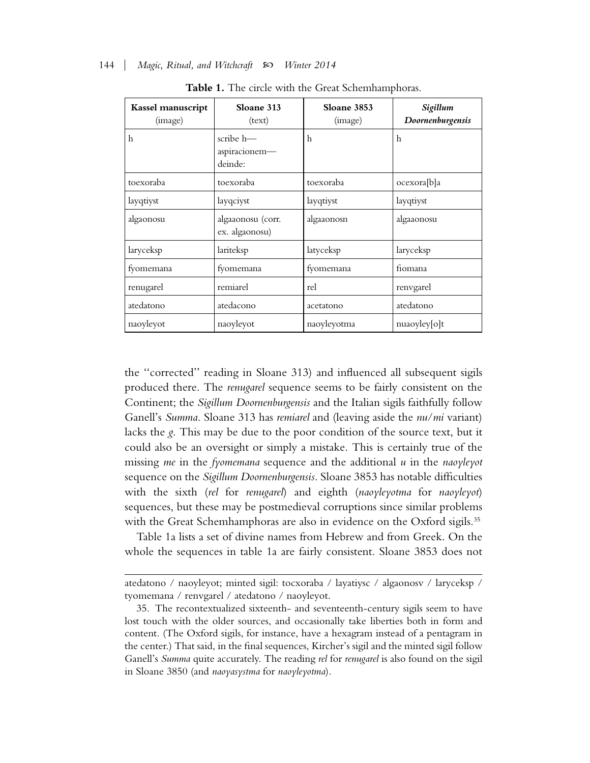**Table 1.** The circle with the Great Schemhamphoras.

| Kassel manuscript (image) | Sloane 313 (text) | Sloane 3853 (image) | *Sigillum Doornenburgensis* |
|---|---|---|---|
| h | scribe h— aspiracionem— deinde: | h | h |
| toexoraba | toexoraba | toexoraba | ocexora[b]a |
| layqtiyst | layqciyst | layqtiyst | layqtiyst |
| algaonosu | algaaonosu (corr. ex. algaonosu) | algaaonosn | algaaonosu |
| laryceksp | lariteksp | latyceksp | laryceksp |
| fyomemana | fyomemana | fyomemana | fiomana |
| renugarel | remiarel | rel | renvgarel |
| atedatono | atedacono | acetatono | atedatono |
| naoyleyot | naoyleyot | naoyleyotma | nuaoyley[o]t |

the "corrected" reading in Sloane 313) and influenced all subsequent sigils produced there. The *renugarel* sequence seems to be fairly consistent on the Continent; the *Sigillum Doornenburgensis* and the Italian sigils faithfully follow Ganell's *Summa*. Sloane 313 has *remiarel* and (leaving aside the *nu/mi* variant) lacks the *g*. This may be due to the poor condition of the source text, but it could also be an oversight or simply a mistake. This is certainly true of the missing *me* in the *fyomemana* sequence and the additional *u* in the *naoyleyot* sequence on the *Sigillum Doornenburgensis*. Sloane 3853 has notable difficulties with the sixth (*rel* for *renugarel*) and eighth (*naoyleyotma* for *naoyleyot*) sequences, but these may be postmedieval corruptions since similar problems with the Great Schemhamphoras are also in evidence on the Oxford sigils.[35]

Table 1a lists a set of divine names from Hebrew and from Greek. On the whole the sequences in table 1a are fairly consistent. Sloane 3853 does not

---

atedatono / naoyleyot; minted sigil: tocxoraba / layatiysc / algaonosv / laryceksp / tyomemana / renvgarel / atedatono / naoyleyot.

35. The recontextualized sixteenth- and seventeenth-century sigils seem to have lost touch with the older sources, and occasionally take liberties both in form and content. (The Oxford sigils, for instance, have a hexagram instead of a pentagram in the center.) That said, in the final sequences, Kircher's sigil and the minted sigil follow Ganell's *Summa* quite accurately. The reading *rel* for *renugarel* is also found on the sigil in Sloane 3850 (and *naoyasystma* for *naoyleyotma*).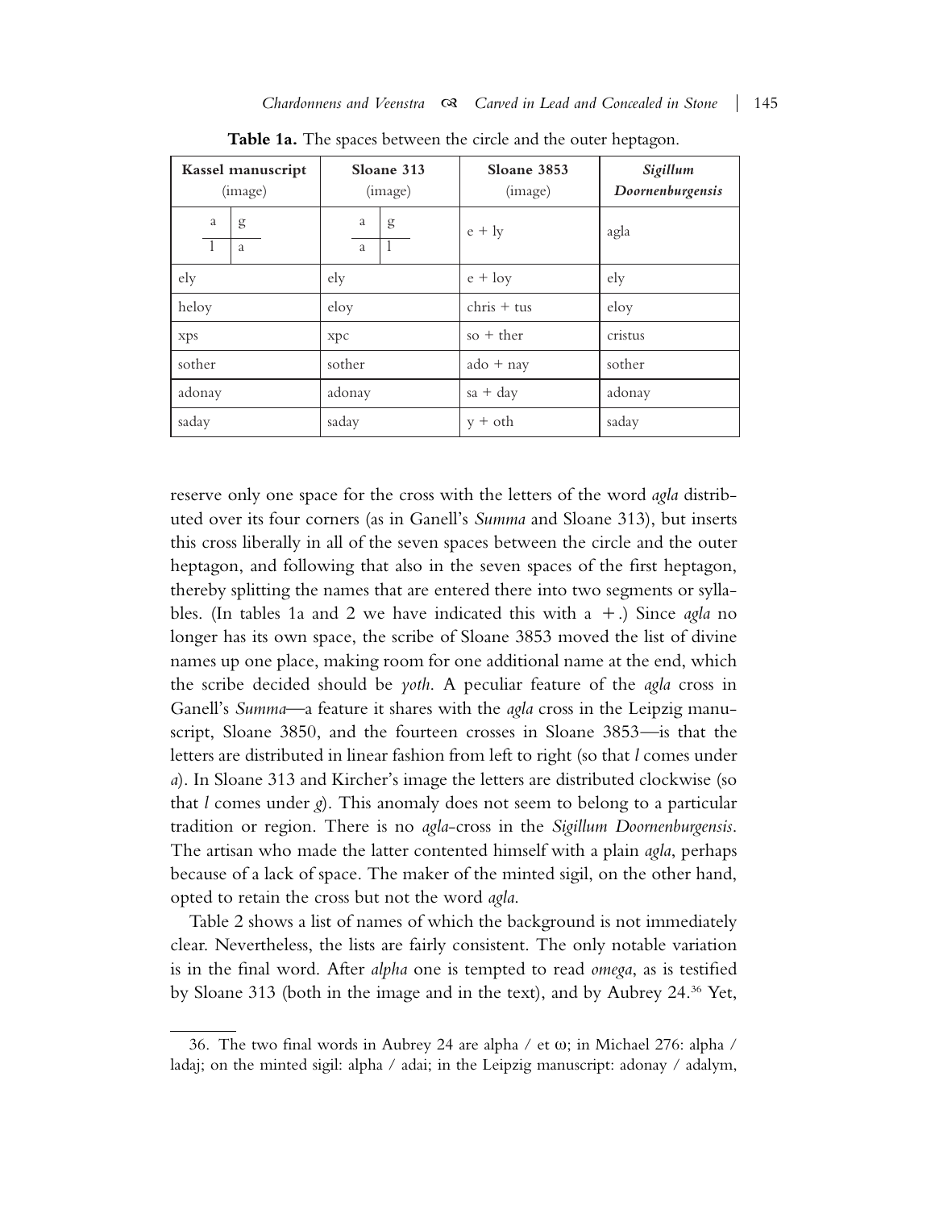**Table 1a.** The spaces between the circle and the outer heptagon.

| **Kassel manuscript** (image) | **Sloane 313** (image) | **Sloane 3853** (image) | ***Sigillum Doornenburgensis*** |
|---|---|---|---|
| a g / l a | a g / a l | e + ly | agla |
| ely | ely | e + loy | ely |
| heloy | eloy | chris + tus | eloy |
| xps | xpc | so + ther | cristus |
| sother | sother | ado + nay | sother |
| adonay | adonay | sa + day | adonay |
| saday | saday | y + oth | saday |

reserve only one space for the cross with the letters of the word *agla* distributed over its four corners (as in Ganell's *Summa* and Sloane 313), but inserts this cross liberally in all of the seven spaces between the circle and the outer heptagon, and following that also in the seven spaces of the first heptagon, thereby splitting the names that are entered there into two segments or syllables. (In tables 1a and 2 we have indicated this with a +.) Since *agla* no longer has its own space, the scribe of Sloane 3853 moved the list of divine names up one place, making room for one additional name at the end, which the scribe decided should be *yoth*. A peculiar feature of the *agla* cross in Ganell's *Summa*—a feature it shares with the *agla* cross in the Leipzig manuscript, Sloane 3850, and the fourteen crosses in Sloane 3853—is that the letters are distributed in linear fashion from left to right (so that *l* comes under *a*). In Sloane 313 and Kircher's image the letters are distributed clockwise (so that *l* comes under *g*). This anomaly does not seem to belong to a particular tradition or region. There is no *agla*-cross in the *Sigillum Doornenburgensis*. The artisan who made the latter contented himself with a plain *agla*, perhaps because of a lack of space. The maker of the minted sigil, on the other hand, opted to retain the cross but not the word *agla*.

Table 2 shows a list of names of which the background is not immediately clear. Nevertheless, the lists are fairly consistent. The only notable variation is in the final word. After *alpha* one is tempted to read *omega*, as is testified by Sloane 313 (both in the image and in the text), and by Aubrey 24.[36] Yet,

36. The two final words in Aubrey 24 are alpha / et ω; in Michael 276: alpha / ladaj; on the minted sigil: alpha / adai; in the Leipzig manuscript: adonay / adalym,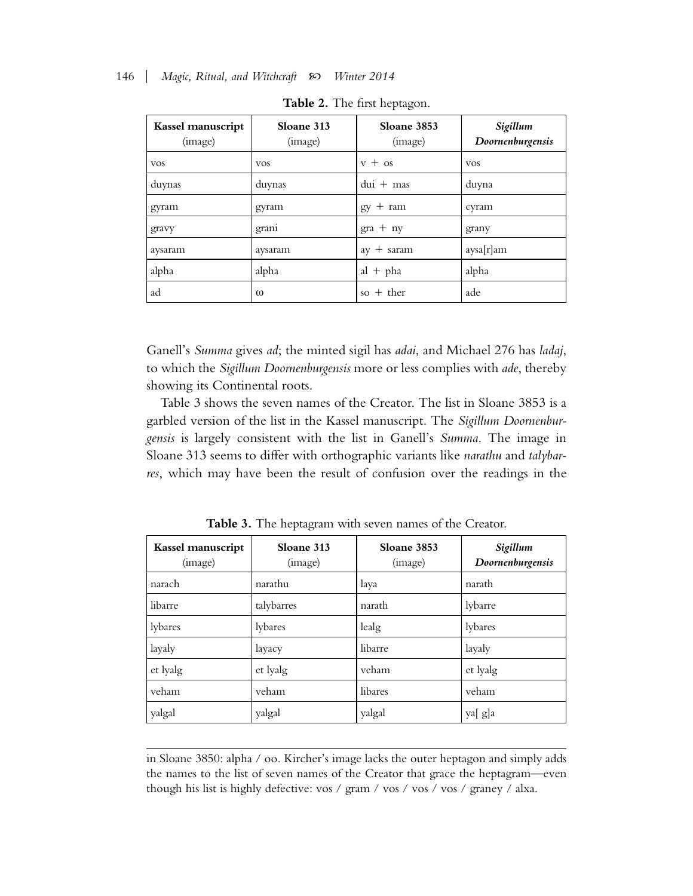**Table 2.** The first heptagon.

| Kassel manuscript (image) | Sloane 313 (image) | Sloane 3853 (image) | *Sigillum Doornenburgensis* |
|---|---|---|---|
| vos | vos | v + os | vos |
| duynas | duynas | dui + mas | duyna |
| gyram | gyram | gy + ram | cyram |
| gravy | grani | gra + ny | grany |
| aysaram | aysaram | ay + saram | aysa[r]am |
| alpha | alpha | al + pha | alpha |
| ad | ω | so + ther | ade |

Ganell's *Summa* gives *ad*; the minted sigil has *adai*, and Michael 276 has *ladaj*, to which the *Sigillum Doornenburgensis* more or less complies with *ade*, thereby showing its Continental roots.

Table 3 shows the seven names of the Creator. The list in Sloane 3853 is a garbled version of the list in the Kassel manuscript. The *Sigillum Doornenburgensis* is largely consistent with the list in Ganell's *Summa*. The image in Sloane 313 seems to differ with orthographic variants like *narathu* and *talybarres*, which may have been the result of confusion over the readings in the

**Table 3.** The heptagram with seven names of the Creator.

| Kassel manuscript (image) | Sloane 313 (image) | Sloane 3853 (image) | *Sigillum Doornenburgensis* |
|---|---|---|---|
| narach | narathu | laya | narath |
| libarre | talybarres | narath | lybarre |
| lybares | lybares | lealg | lybares |
| layaly | layacy | libarre | layaly |
| et lyalg | et lyalg | veham | et lyalg |
| veham | veham | libares | veham |
| yalgal | yalgal | yalgal | ya[ g]a |

in Sloane 3850: alpha / oo. Kircher's image lacks the outer heptagon and simply adds the names to the list of seven names of the Creator that grace the heptagram—even though his list is highly defective: vos / gram / vos / vos / vos / graney / alxa.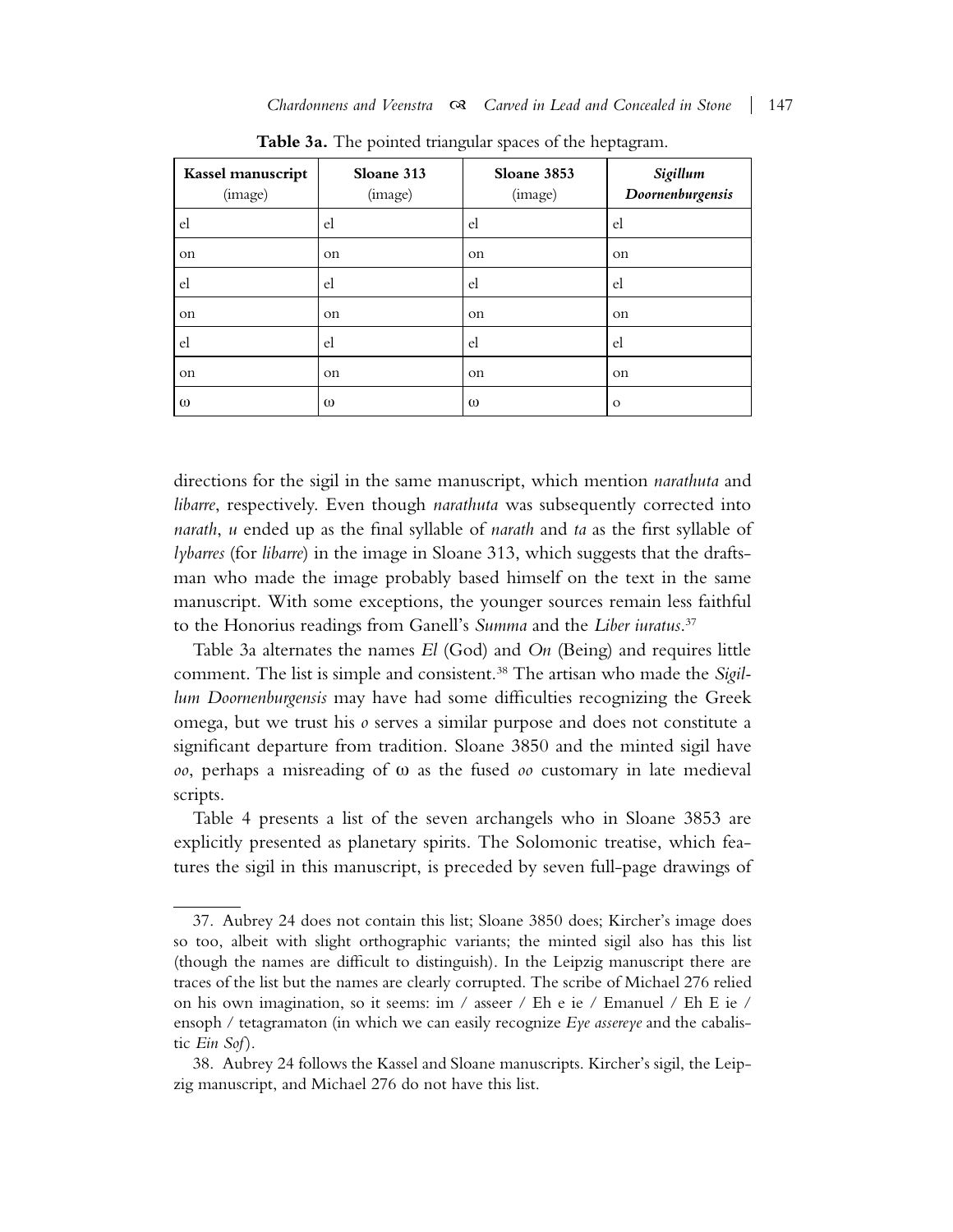**Table 3a.** The pointed triangular spaces of the heptagram.

| Kassel manuscript (image) | Sloane 313 (image) | Sloane 3853 (image) | *Sigillum Doornenburgensis* |
|---|---|---|---|
| el | el | el | el |
| on | on | on | on |
| el | el | el | el |
| on | on | on | on |
| el | el | el | el |
| on | on | on | on |
| ω | ω | ω | o |

directions for the sigil in the same manuscript, which mention *narathuta* and *libarre*, respectively. Even though *narathuta* was subsequently corrected into *narath*, *u* ended up as the final syllable of *narath* and *ta* as the first syllable of *lybarres* (for *libarre*) in the image in Sloane 313, which suggests that the draftsman who made the image probably based himself on the text in the same manuscript. With some exceptions, the younger sources remain less faithful to the Honorius readings from Ganell's *Summa* and the *Liber iuratus*.[37]

Table 3a alternates the names *El* (God) and *On* (Being) and requires little comment. The list is simple and consistent.[38] The artisan who made the *Sigillum Doornenburgensis* may have had some difficulties recognizing the Greek omega, but we trust his *o* serves a similar purpose and does not constitute a significant departure from tradition. Sloane 3850 and the minted sigil have *oo*, perhaps a misreading of ω as the fused *oo* customary in late medieval scripts.

Table 4 presents a list of the seven archangels who in Sloane 3853 are explicitly presented as planetary spirits. The Solomonic treatise, which features the sigil in this manuscript, is preceded by seven full-page drawings of

37. Aubrey 24 does not contain this list; Sloane 3850 does; Kircher's image does so too, albeit with slight orthographic variants; the minted sigil also has this list (though the names are difficult to distinguish). In the Leipzig manuscript there are traces of the list but the names are clearly corrupted. The scribe of Michael 276 relied on his own imagination, so it seems: im / asseer / Eh e ie / Emanuel / Eh E ie / ensoph / tetagramaton (in which we can easily recognize *Eye assereye* and the cabalistic *Ein Sof*).

38. Aubrey 24 follows the Kassel and Sloane manuscripts. Kircher's sigil, the Leipzig manuscript, and Michael 276 do not have this list.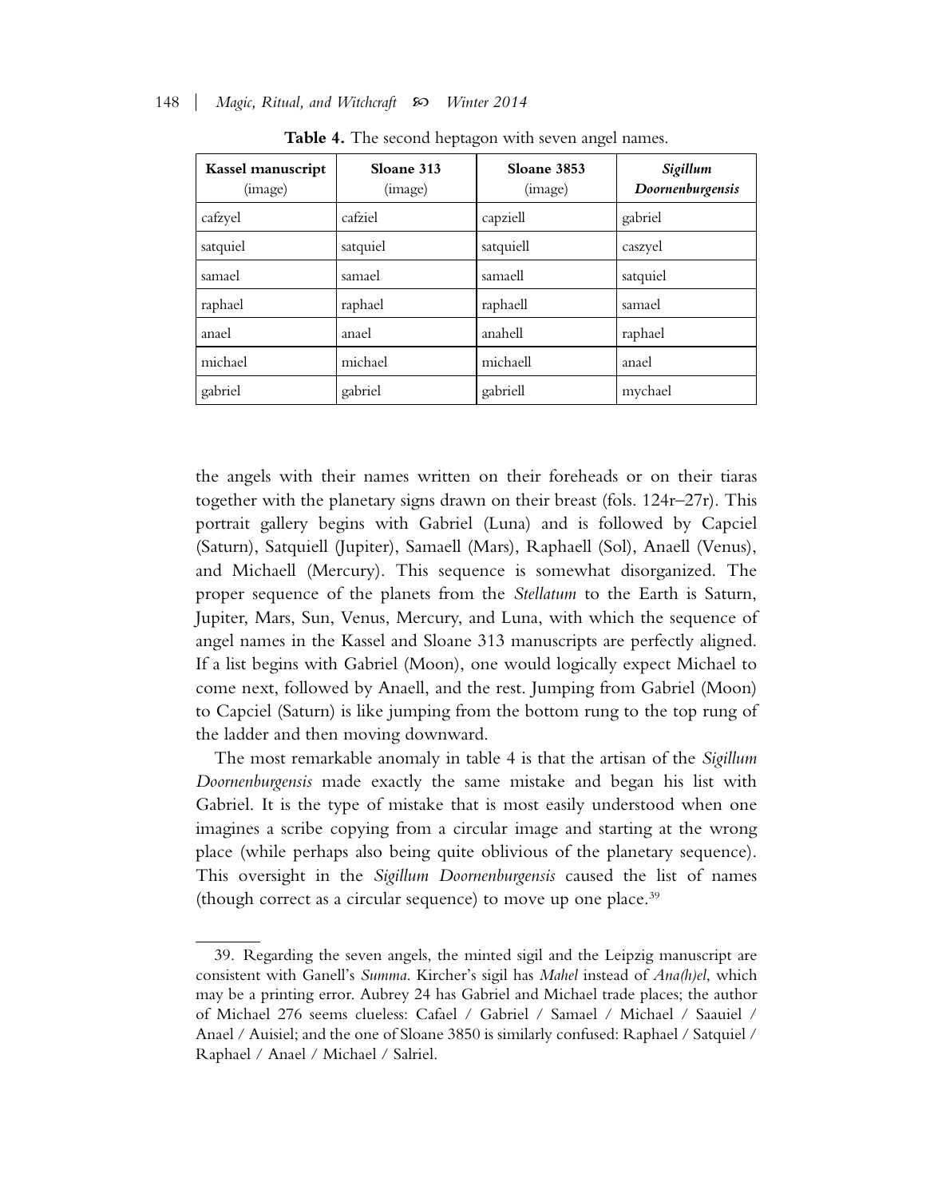**Table 4.** The second heptagon with seven angel names.

| **Kassel manuscript** (image) | **Sloane 313** (image) | **Sloane 3853** (image) | ***Sigillum Doornenburgensis*** |
|---|---|---|---|
| cafzyel | cafziel | capziell | gabriel |
| satquiel | satquiel | satquiell | caszyel |
| samael | samael | samaell | satquiel |
| raphael | raphael | raphaell | samael |
| anael | anael | anahell | raphael |
| michael | michael | michaell | anael |
| gabriel | gabriel | gabriell | mychael |

the angels with their names written on their foreheads or on their tiaras together with the planetary signs drawn on their breast (fols. 124r–27r). This portrait gallery begins with Gabriel (Luna) and is followed by Capciel (Saturn), Satquiell (Jupiter), Samaell (Mars), Raphaell (Sol), Anaell (Venus), and Michaell (Mercury). This sequence is somewhat disorganized. The proper sequence of the planets from the *Stellatum* to the Earth is Saturn, Jupiter, Mars, Sun, Venus, Mercury, and Luna, with which the sequence of angel names in the Kassel and Sloane 313 manuscripts are perfectly aligned. If a list begins with Gabriel (Moon), one would logically expect Michael to come next, followed by Anaell, and the rest. Jumping from Gabriel (Moon) to Capciel (Saturn) is like jumping from the bottom rung to the top rung of the ladder and then moving downward.

The most remarkable anomaly in table 4 is that the artisan of the *Sigillum Doornenburgensis* made exactly the same mistake and began his list with Gabriel. It is the type of mistake that is most easily understood when one imagines a scribe copying from a circular image and starting at the wrong place (while perhaps also being quite oblivious of the planetary sequence). This oversight in the *Sigillum Doornenburgensis* caused the list of names (though correct as a circular sequence) to move up one place.[39]

39. Regarding the seven angels, the minted sigil and the Leipzig manuscript are consistent with Ganell's *Summa*. Kircher's sigil has *Mahel* instead of *Ana(h)el*, which may be a printing error. Aubrey 24 has Gabriel and Michael trade places; the author of Michael 276 seems clueless: Cafael / Gabriel / Samael / Michael / Saauiel / Anael / Auisiel; and the one of Sloane 3850 is similarly confused: Raphael / Satquiel / Raphael / Anael / Michael / Salriel.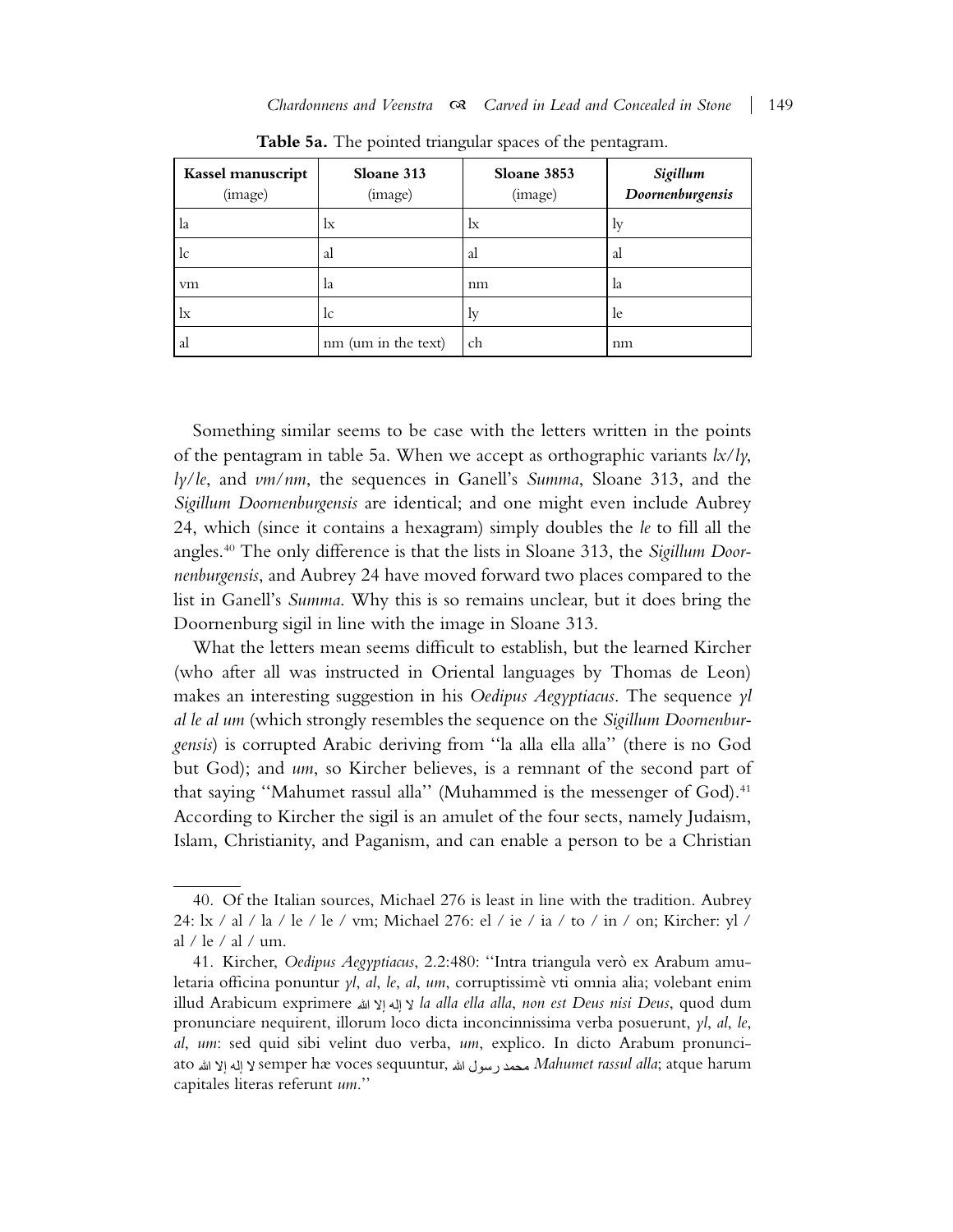**Table 5a.** The pointed triangular spaces of the pentagram.

| **Kassel manuscript** (image) | **Sloane 313** (image) | **Sloane 3853** (image) | ***Sigillum Doornenburgensis*** |
|---|---|---|---|
| la | lx | lx | ly |
| lc | al | al | al |
| vm | la | nm | la |
| lx | lc | ly | le |
| al | nm (um in the text) | ch | nm |

Something similar seems to be case with the letters written in the points of the pentagram in table 5a. When we accept as orthographic variants *lx/ly*, *ly/le*, and *vm/nm*, the sequences in Ganell's *Summa*, Sloane 313, and the *Sigillum Doornenburgensis* are identical; and one might even include Aubrey 24, which (since it contains a hexagram) simply doubles the *le* to fill all the angles.[40] The only difference is that the lists in Sloane 313, the *Sigillum Doornenburgensis*, and Aubrey 24 have moved forward two places compared to the list in Ganell's *Summa*. Why this is so remains unclear, but it does bring the Doornenburg sigil in line with the image in Sloane 313.

What the letters mean seems difficult to establish, but the learned Kircher (who after all was instructed in Oriental languages by Thomas de Leon) makes an interesting suggestion in his *Oedipus Aegyptiacus*. The sequence *yl al le al um* (which strongly resembles the sequence on the *Sigillum Doornenburgensis*) is corrupted Arabic deriving from "la alla ella alla" (there is no God but God); and *um*, so Kircher believes, is a remnant of the second part of that saying "Mahumet rassul alla" (Muhammed is the messenger of God).[41] According to Kircher the sigil is an amulet of the four sects, namely Judaism, Islam, Christianity, and Paganism, and can enable a person to be a Christian

---

40. Of the Italian sources, Michael 276 is least in line with the tradition. Aubrey 24: lx / al / la / le / le / vm; Michael 276: el / ie / ia / to / in / on; Kircher: yl / al / le / al / um.

41. Kircher, *Oedipus Aegyptiacus*, 2.2:480: "Intra triangula verò ex Arabum amuletaria officina ponuntur *yl*, *al*, *le*, *al*, *um*, corruptissimè vti omnia alia; volebant enim illud Arabicum exprimere لا إله إلا الله *la alla ella alla*, *non est Deus nisi Deus*, quod dum pronunciare nequirent, illorum loco dicta inconcinnissima verba posuerunt, *yl*, *al*, *le*, *al*, *um*: sed quid sibi velint duo verba, *um*, explico. In dicto Arabum pronunciato لا إله إلا الله semper hæ voces sequuntur, محمد رسول الله *Mahumet rassul alla*; atque harum capitales literas referunt *um*."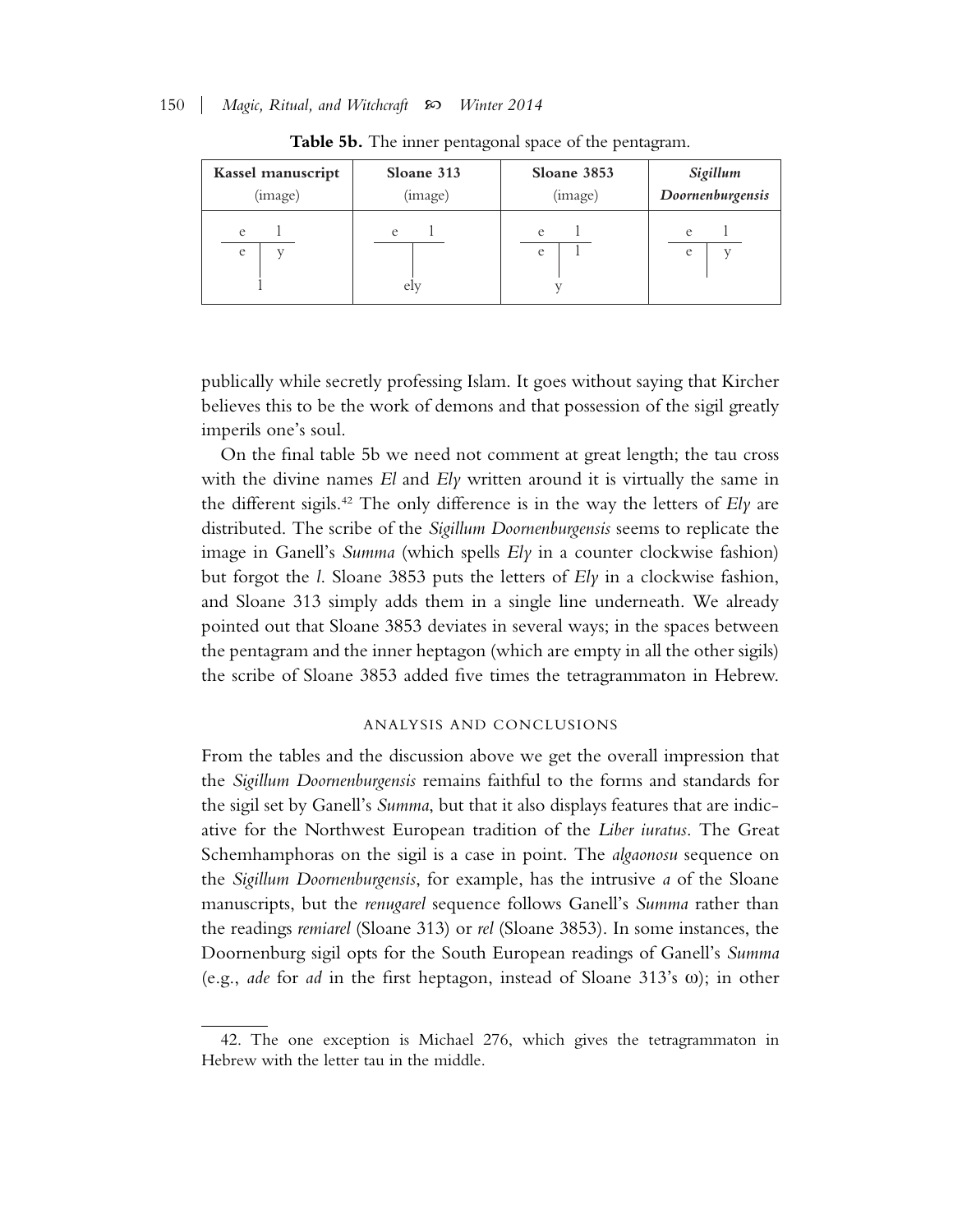**Table 5b.** The inner pentagonal space of the pentagram.

| Kassel manuscript (image) | Sloane 313 (image) | Sloane 3853 (image) | *Sigillum Doornenburgensis* |
|---|---|---|---|
| e l / e y / l | e l / ely | e l / e l / y | e l / e y |

publically while secretly professing Islam. It goes without saying that Kircher believes this to be the work of demons and that possession of the sigil greatly imperils one's soul.

On the final table 5b we need not comment at great length; the tau cross with the divine names *El* and *Ely* written around it is virtually the same in the different sigils.[42] The only difference is in the way the letters of *Ely* are distributed. The scribe of the *Sigillum Doornenburgensis* seems to replicate the image in Ganell's *Summa* (which spells *Ely* in a counter clockwise fashion) but forgot the *l*. Sloane 3853 puts the letters of *Ely* in a clockwise fashion, and Sloane 313 simply adds them in a single line underneath. We already pointed out that Sloane 3853 deviates in several ways; in the spaces between the pentagram and the inner heptagon (which are empty in all the other sigils) the scribe of Sloane 3853 added five times the tetragrammaton in Hebrew.

## ANALYSIS AND CONCLUSIONS

From the tables and the discussion above we get the overall impression that the *Sigillum Doornenburgensis* remains faithful to the forms and standards for the sigil set by Ganell's *Summa*, but that it also displays features that are indicative for the Northwest European tradition of the *Liber iuratus*. The Great Schemhamphoras on the sigil is a case in point. The *algaonosu* sequence on the *Sigillum Doornenburgensis*, for example, has the intrusive *a* of the Sloane manuscripts, but the *renugarel* sequence follows Ganell's *Summa* rather than the readings *remiarel* (Sloane 313) or *rel* (Sloane 3853). In some instances, the Doornenburg sigil opts for the South European readings of Ganell's *Summa* (e.g., *ade* for *ad* in the first heptagon, instead of Sloane 313's ω); in other

42. The one exception is Michael 276, which gives the tetragrammaton in Hebrew with the letter tau in the middle.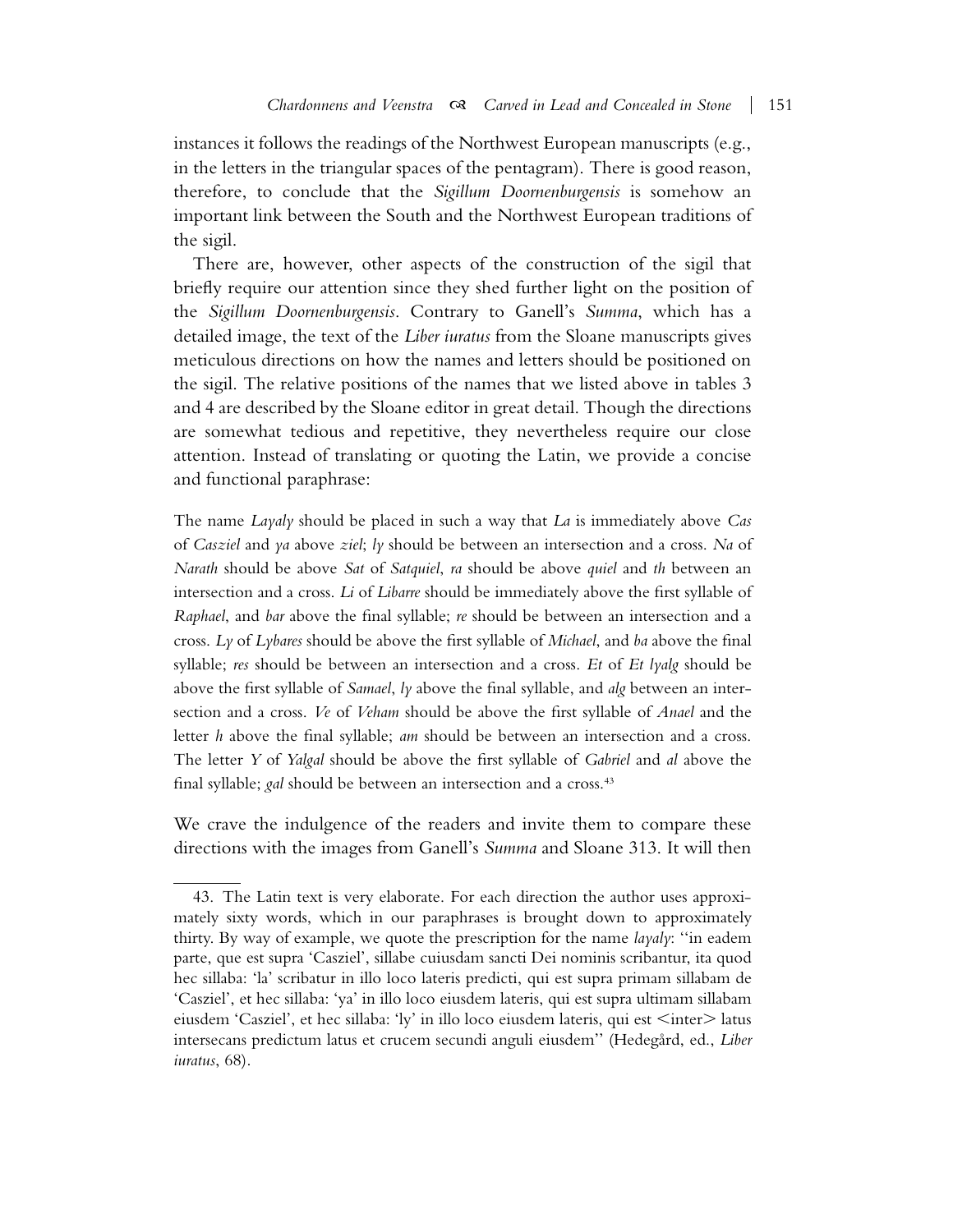instances it follows the readings of the Northwest European manuscripts (e.g., in the letters in the triangular spaces of the pentagram). There is good reason, therefore, to conclude that the *Sigillum Doornenburgensis* is somehow an important link between the South and the Northwest European traditions of the sigil.

There are, however, other aspects of the construction of the sigil that briefly require our attention since they shed further light on the position of the *Sigillum Doornenburgensis*. Contrary to Ganell's *Summa*, which has a detailed image, the text of the *Liber iuratus* from the Sloane manuscripts gives meticulous directions on how the names and letters should be positioned on the sigil. The relative positions of the names that we listed above in tables 3 and 4 are described by the Sloane editor in great detail. Though the directions are somewhat tedious and repetitive, they nevertheless require our close attention. Instead of translating or quoting the Latin, we provide a concise and functional paraphrase:

> The name *Layaly* should be placed in such a way that *La* is immediately above *Cas* of *Casziel* and *ya* above *ziel*; *ly* should be between an intersection and a cross. *Na* of *Narath* should be above *Sat* of *Satquiel*, *ra* should be above *quiel* and *th* between an intersection and a cross. *Li* of *Libarre* should be immediately above the first syllable of *Raphael*, and *bar* above the final syllable; *re* should be between an intersection and a cross. *Ly* of *Lybares* should be above the first syllable of *Michael*, and *ba* above the final syllable; *res* should be between an intersection and a cross. *Et* of *Et lyalg* should be above the first syllable of *Samael*, *ly* above the final syllable, and *alg* between an intersection and a cross. *Ve* of *Veham* should be above the first syllable of *Anael* and the letter *h* above the final syllable; *am* should be between an intersection and a cross. The letter *Y* of *Yalgal* should be above the first syllable of *Gabriel* and *al* above the final syllable; *gal* should be between an intersection and a cross.[43]

We crave the indulgence of the readers and invite them to compare these directions with the images from Ganell's *Summa* and Sloane 313. It will then

---

43. The Latin text is very elaborate. For each direction the author uses approximately sixty words, which in our paraphrases is brought down to approximately thirty. By way of example, we quote the prescription for the name *layaly*: ''in eadem parte, que est supra 'Casziel', sillabe cuiusdam sancti Dei nominis scribantur, ita quod hec sillaba: 'la' scribatur in illo loco lateris predicti, qui est supra primam sillabam de 'Casziel', et hec sillaba: 'ya' in illo loco eiusdem lateris, qui est supra ultimam sillabam eiusdem 'Casziel', et hec sillaba: 'ly' in illo loco eiusdem lateris, qui est <inter> latus intersecans predictum latus et crucem secundi anguli eiusdem'' (Hedegård, ed., *Liber iuratus*, 68).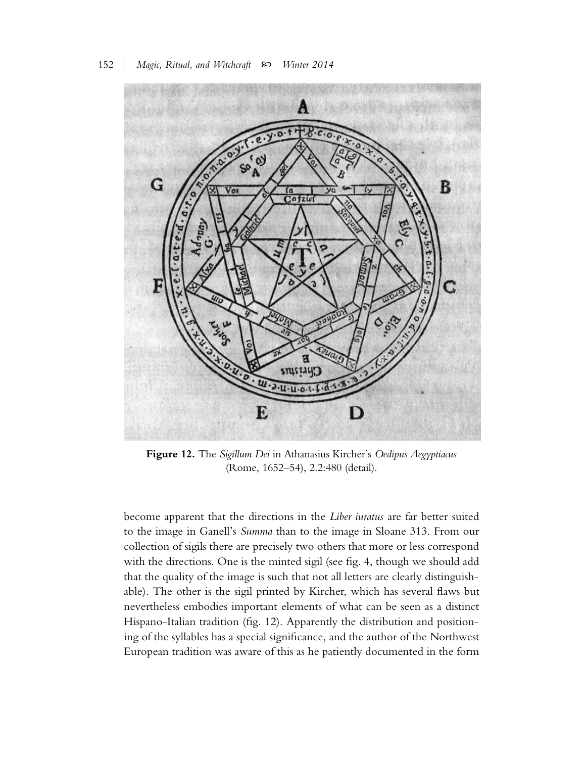**Figure 12.** The *Sigillum Dei* in Athanasius Kircher's *Oedipus Aegyptiacus* (Rome, 1652–54), 2.2:480 (detail).

become apparent that the directions in the *Liber iuratus* are far better suited to the image in Ganell's *Summa* than to the image in Sloane 313. From our collection of sigils there are precisely two others that more or less correspond with the directions. One is the minted sigil (see fig. 4, though we should add that the quality of the image is such that not all letters are clearly distinguishable). The other is the sigil printed by Kircher, which has several flaws but nevertheless embodies important elements of what can be seen as a distinct Hispano-Italian tradition (fig. 12). Apparently the distribution and positioning of the syllables has a special significance, and the author of the Northwest European tradition was aware of this as he patiently documented in the form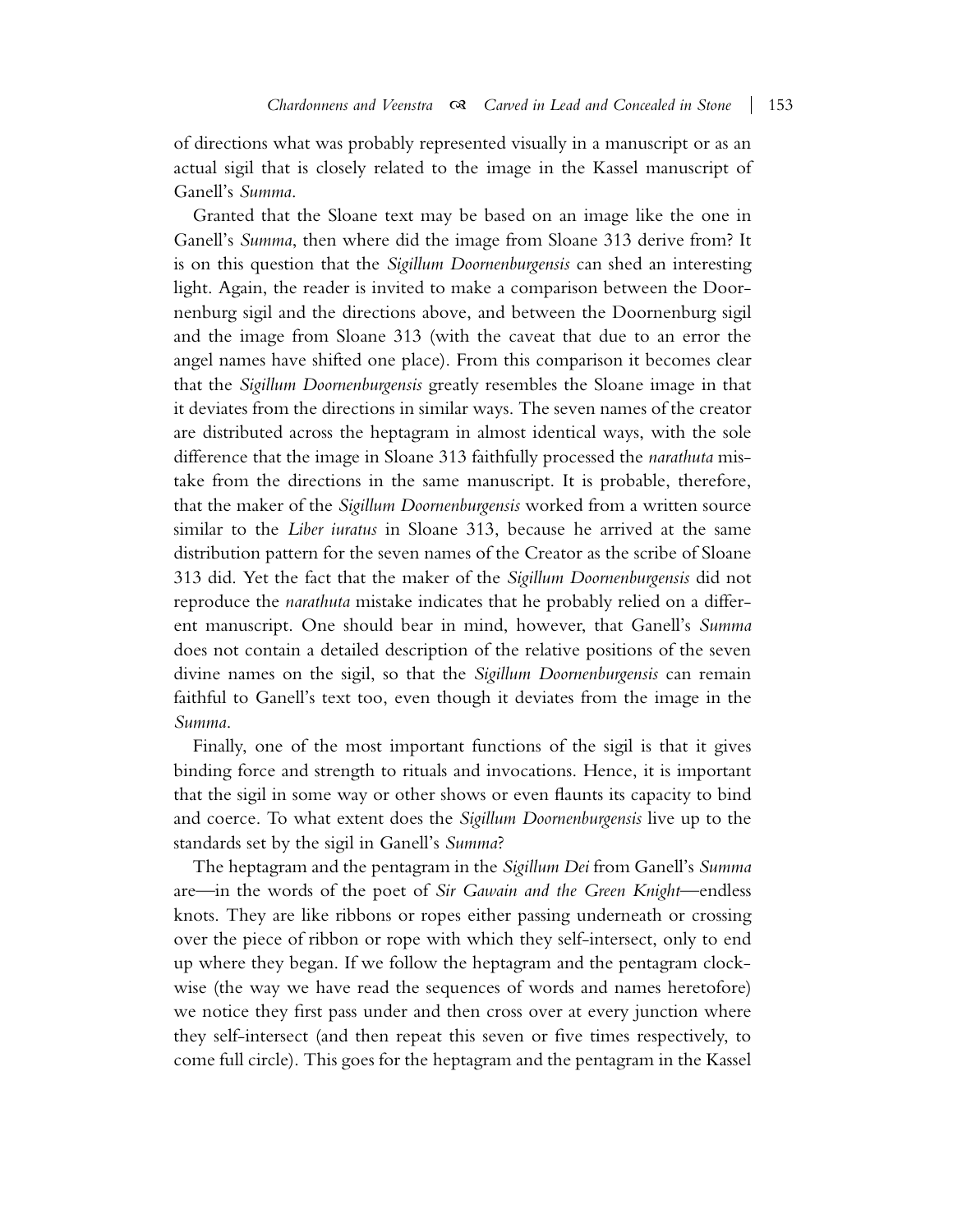of directions what was probably represented visually in a manuscript or as an actual sigil that is closely related to the image in the Kassel manuscript of Ganell's *Summa*.

Granted that the Sloane text may be based on an image like the one in Ganell's *Summa*, then where did the image from Sloane 313 derive from? It is on this question that the *Sigillum Doornenburgensis* can shed an interesting light. Again, the reader is invited to make a comparison between the Doornenburg sigil and the directions above, and between the Doornenburg sigil and the image from Sloane 313 (with the caveat that due to an error the angel names have shifted one place). From this comparison it becomes clear that the *Sigillum Doornenburgensis* greatly resembles the Sloane image in that it deviates from the directions in similar ways. The seven names of the creator are distributed across the heptagram in almost identical ways, with the sole difference that the image in Sloane 313 faithfully processed the *narathuta* mistake from the directions in the same manuscript. It is probable, therefore, that the maker of the *Sigillum Doornenburgensis* worked from a written source similar to the *Liber iuratus* in Sloane 313, because he arrived at the same distribution pattern for the seven names of the Creator as the scribe of Sloane 313 did. Yet the fact that the maker of the *Sigillum Doornenburgensis* did not reproduce the *narathuta* mistake indicates that he probably relied on a different manuscript. One should bear in mind, however, that Ganell's *Summa* does not contain a detailed description of the relative positions of the seven divine names on the sigil, so that the *Sigillum Doornenburgensis* can remain faithful to Ganell's text too, even though it deviates from the image in the *Summa*.

Finally, one of the most important functions of the sigil is that it gives binding force and strength to rituals and invocations. Hence, it is important that the sigil in some way or other shows or even flaunts its capacity to bind and coerce. To what extent does the *Sigillum Doornenburgensis* live up to the standards set by the sigil in Ganell's *Summa*?

The heptagram and the pentagram in the *Sigillum Dei* from Ganell's *Summa* are—in the words of the poet of *Sir Gawain and the Green Knight*—endless knots. They are like ribbons or ropes either passing underneath or crossing over the piece of ribbon or rope with which they self-intersect, only to end up where they began. If we follow the heptagram and the pentagram clockwise (the way we have read the sequences of words and names heretofore) we notice they first pass under and then cross over at every junction where they self-intersect (and then repeat this seven or five times respectively, to come full circle). This goes for the heptagram and the pentagram in the Kassel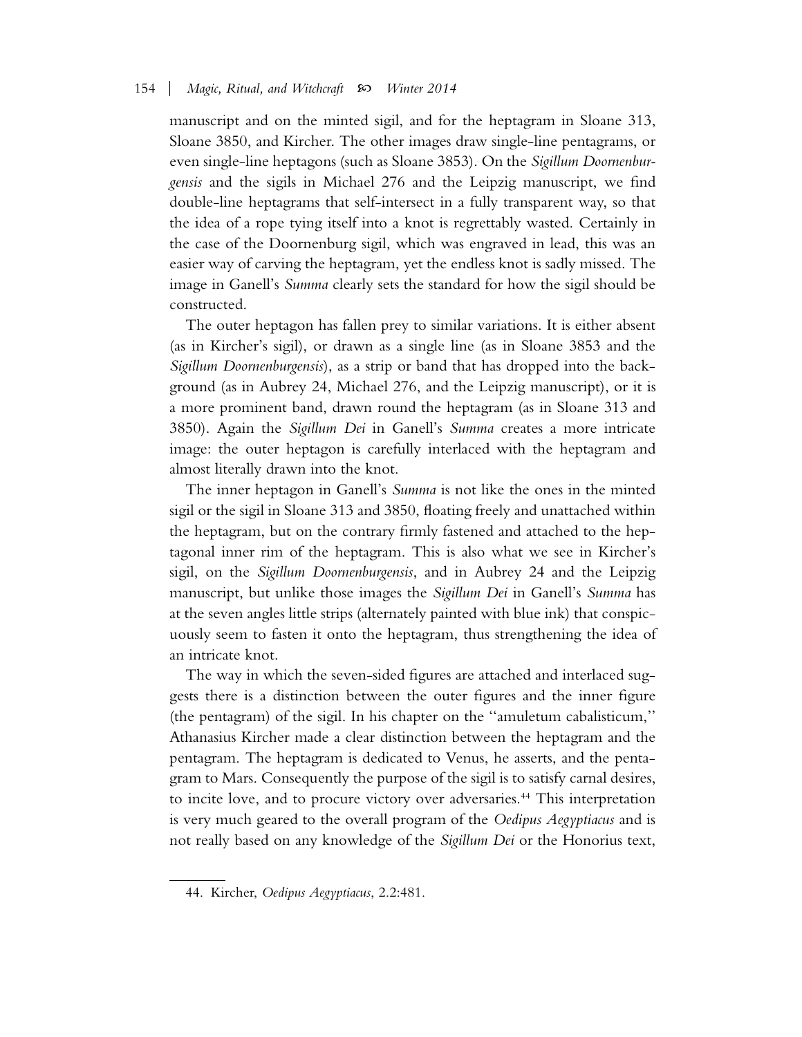manuscript and on the minted sigil, and for the heptagram in Sloane 313, Sloane 3850, and Kircher. The other images draw single-line pentagrams, or even single-line heptagons (such as Sloane 3853). On the *Sigillum Doornenburgensis* and the sigils in Michael 276 and the Leipzig manuscript, we find double-line heptagrams that self-intersect in a fully transparent way, so that the idea of a rope tying itself into a knot is regrettably wasted. Certainly in the case of the Doornenburg sigil, which was engraved in lead, this was an easier way of carving the heptagram, yet the endless knot is sadly missed. The image in Ganell's *Summa* clearly sets the standard for how the sigil should be constructed.

The outer heptagon has fallen prey to similar variations. It is either absent (as in Kircher's sigil), or drawn as a single line (as in Sloane 3853 and the *Sigillum Doornenburgensis*), as a strip or band that has dropped into the background (as in Aubrey 24, Michael 276, and the Leipzig manuscript), or it is a more prominent band, drawn round the heptagram (as in Sloane 313 and 3850). Again the *Sigillum Dei* in Ganell's *Summa* creates a more intricate image: the outer heptagon is carefully interlaced with the heptagram and almost literally drawn into the knot.

The inner heptagon in Ganell's *Summa* is not like the ones in the minted sigil or the sigil in Sloane 313 and 3850, floating freely and unattached within the heptagram, but on the contrary firmly fastened and attached to the heptagonal inner rim of the heptagram. This is also what we see in Kircher's sigil, on the *Sigillum Doornenburgensis*, and in Aubrey 24 and the Leipzig manuscript, but unlike those images the *Sigillum Dei* in Ganell's *Summa* has at the seven angles little strips (alternately painted with blue ink) that conspicuously seem to fasten it onto the heptagram, thus strengthening the idea of an intricate knot.

The way in which the seven-sided figures are attached and interlaced suggests there is a distinction between the outer figures and the inner figure (the pentagram) of the sigil. In his chapter on the "amuletum cabalisticum," Athanasius Kircher made a clear distinction between the heptagram and the pentagram. The heptagram is dedicated to Venus, he asserts, and the pentagram to Mars. Consequently the purpose of the sigil is to satisfy carnal desires, to incite love, and to procure victory over adversaries.[44] This interpretation is very much geared to the overall program of the *Oedipus Aegyptiacus* and is not really based on any knowledge of the *Sigillum Dei* or the Honorius text,

---

44. Kircher, *Oedipus Aegyptiacus*, 2.2:481.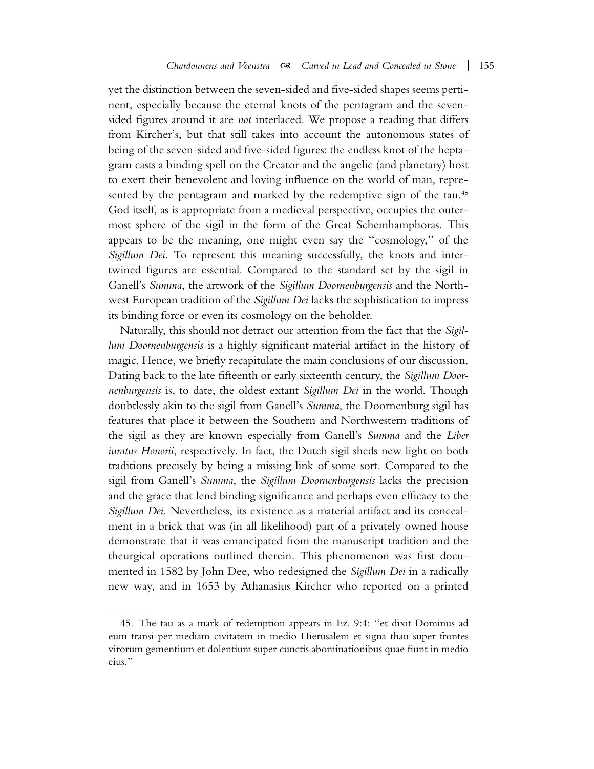yet the distinction between the seven-sided and five-sided shapes seems pertinent, especially because the eternal knots of the pentagram and the seven-sided figures around it are *not* interlaced. We propose a reading that differs from Kircher's, but that still takes into account the autonomous states of being of the seven-sided and five-sided figures: the endless knot of the heptagram casts a binding spell on the Creator and the angelic (and planetary) host to exert their benevolent and loving influence on the world of man, represented by the pentagram and marked by the redemptive sign of the tau.[45] God itself, as is appropriate from a medieval perspective, occupies the outermost sphere of the sigil in the form of the Great Schemhamphoras. This appears to be the meaning, one might even say the "cosmology," of the *Sigillum Dei*. To represent this meaning successfully, the knots and intertwined figures are essential. Compared to the standard set by the sigil in Ganell's *Summa*, the artwork of the *Sigillum Doornenburgensis* and the Northwest European tradition of the *Sigillum Dei* lacks the sophistication to impress its binding force or even its cosmology on the beholder.

Naturally, this should not detract our attention from the fact that the *Sigillum Doornenburgensis* is a highly significant material artifact in the history of magic. Hence, we briefly recapitulate the main conclusions of our discussion. Dating back to the late fifteenth or early sixteenth century, the *Sigillum Doornenburgensis* is, to date, the oldest extant *Sigillum Dei* in the world. Though doubtlessly akin to the sigil from Ganell's *Summa*, the Doornenburg sigil has features that place it between the Southern and Northwestern traditions of the sigil as they are known especially from Ganell's *Summa* and the *Liber iuratus Honorii*, respectively. In fact, the Dutch sigil sheds new light on both traditions precisely by being a missing link of some sort. Compared to the sigil from Ganell's *Summa*, the *Sigillum Doornenburgensis* lacks the precision and the grace that lend binding significance and perhaps even efficacy to the *Sigillum Dei*. Nevertheless, its existence as a material artifact and its concealment in a brick that was (in all likelihood) part of a privately owned house demonstrate that it was emancipated from the manuscript tradition and the theurgical operations outlined therein. This phenomenon was first documented in 1582 by John Dee, who redesigned the *Sigillum Dei* in a radically new way, and in 1653 by Athanasius Kircher who reported on a printed

45. The tau as a mark of redemption appears in Ez. 9:4: "et dixit Dominus ad eum transi per mediam civitatem in medio Hierusalem et signa thau super frontes virorum gementium et dolentium super cunctis abominationibus quae fiunt in medio eius."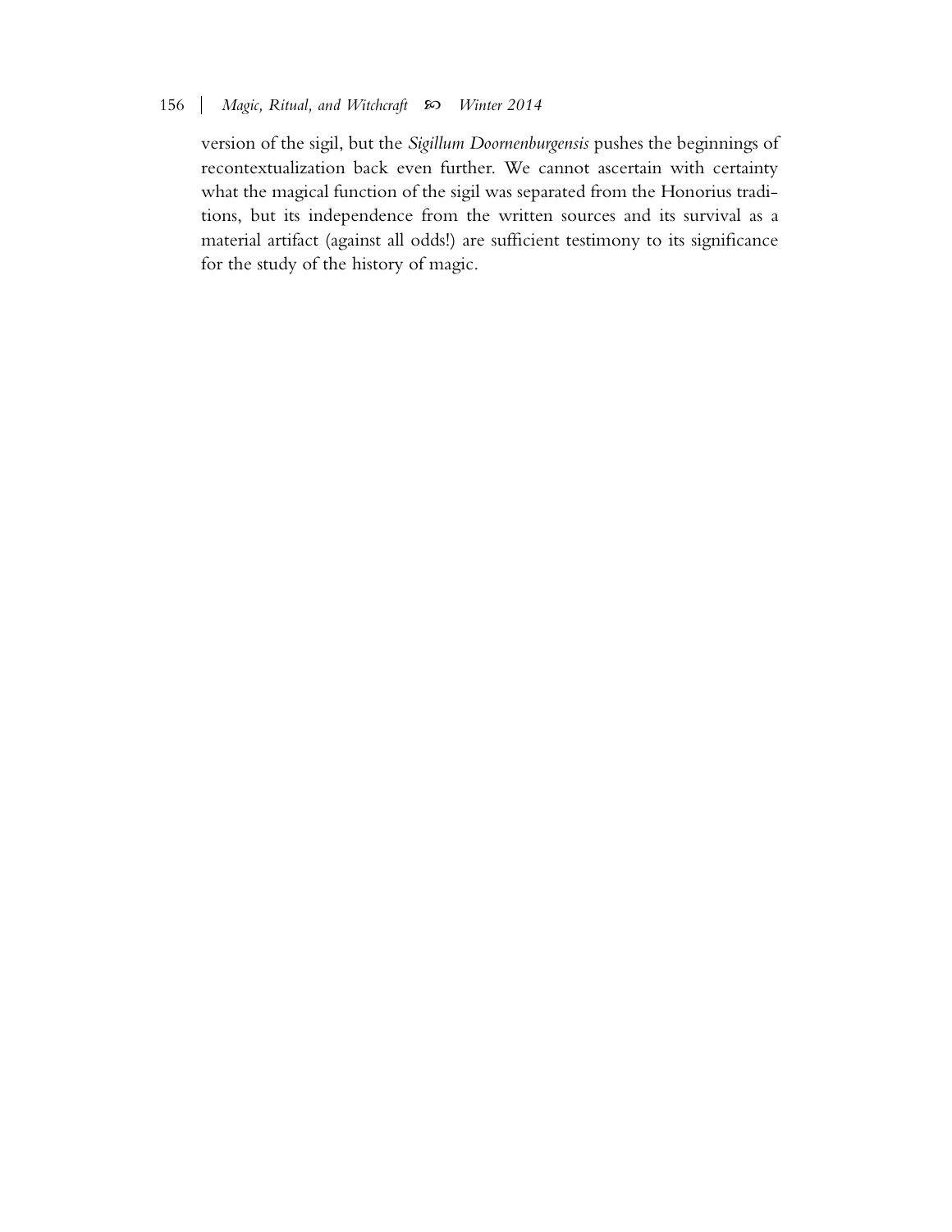version of the sigil, but the *Sigillum Doornenburgensis* pushes the beginnings of recontextualization back even further. We cannot ascertain with certainty what the magical function of the sigil was separated from the Honorius traditions, but its independence from the written sources and its survival as a material artifact (against all odds!) are sufficient testimony to its significance for the study of the history of magic.